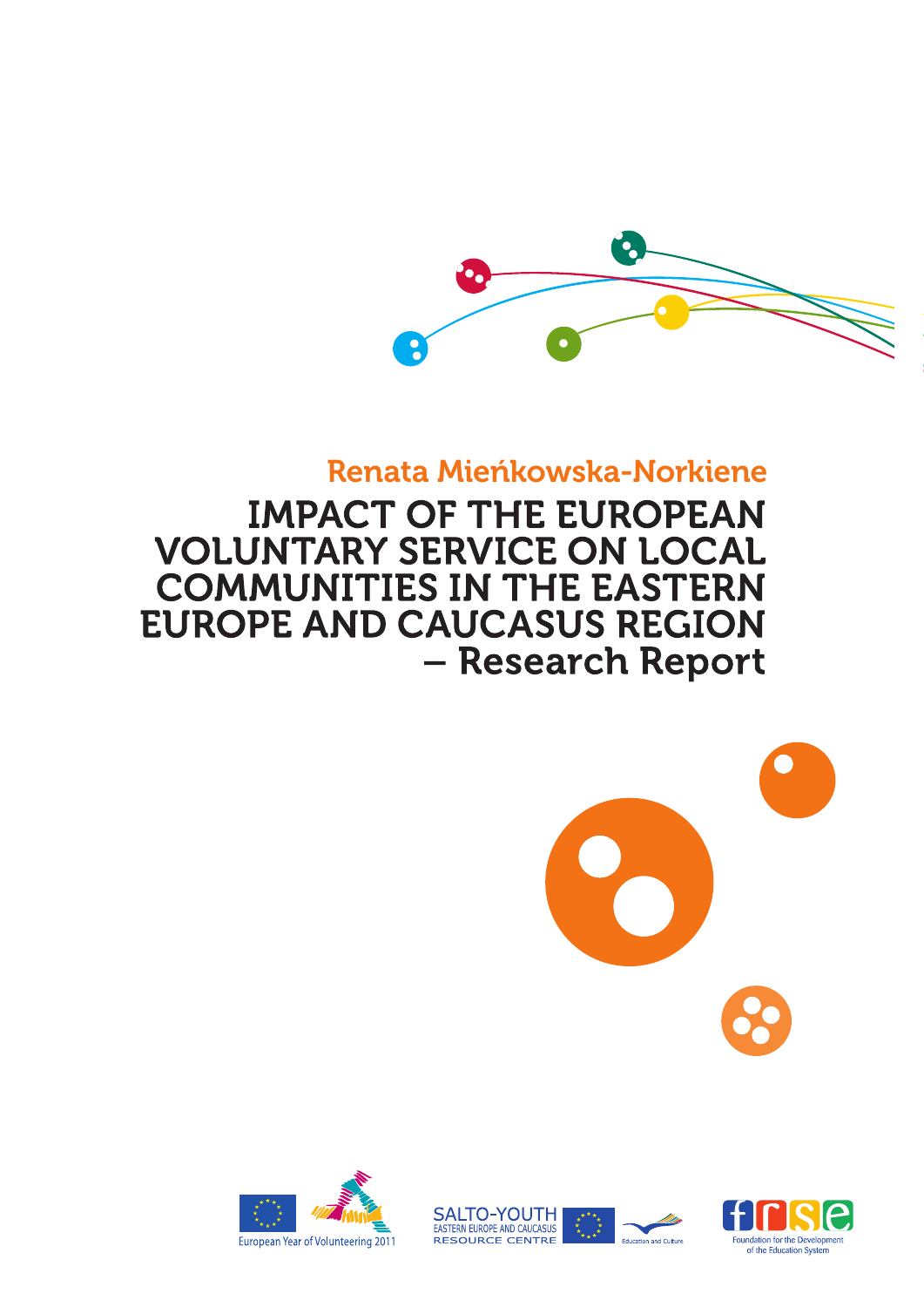Renata Mieńkowska-Norkiene

# IMPACT OF THE EUROPEAN VOLUNTARY SERVICE ON LOCAL COMMUNITIES IN THE EASTERN EUROPE AND CAUCASUS REGION – Research Report

European Year of Volunteering 2011

SALTO-YOUTH EASTERN EUROPE AND CAUCASUS RESOURCE CENTRE

Education and Culture

Foundation for the Development of the Education System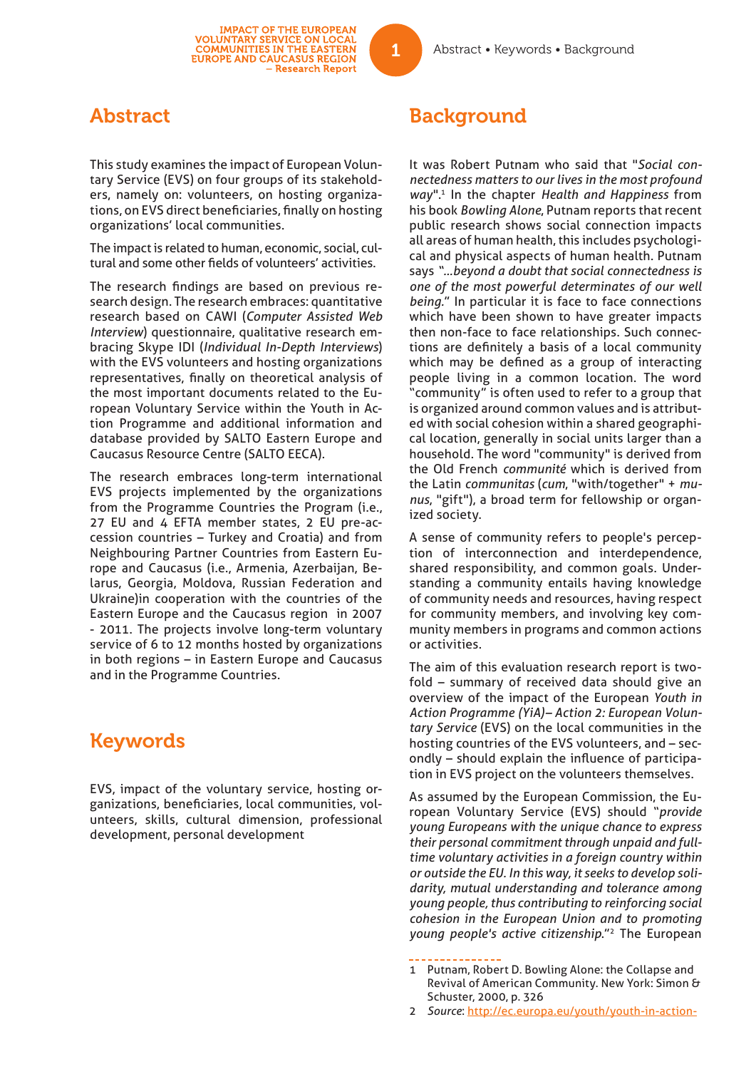## Abstract

This study examines the impact of European Voluntary Service (EVS) on four groups of its stakeholders, namely on: volunteers, on hosting organizations, on EVS direct beneficiaries, finally on hosting organizations' local communities.

The impact is related to human, economic, social, cultural and some other fields of volunteers' activities.

The research findings are based on previous research design. The research embraces: quantitative research based on CAWI (*Computer Assisted Web Interview*) questionnaire, qualitative research embracing Skype IDI (*Individual In-Depth Interviews*) with the EVS volunteers and hosting organizations representatives, finally on theoretical analysis of the most important documents related to the European Voluntary Service within the Youth in Action Programme and additional information and database provided by SALTO Eastern Europe and Caucasus Resource Centre (SALTO EECA).

The research embraces long-term international EVS projects implemented by the organizations from the Programme Countries the Program (i.e., 27 EU and 4 EFTA member states, 2 EU pre-accession countries – Turkey and Croatia) and from Neighbouring Partner Countries from Eastern Europe and Caucasus (i.e., Armenia, Azerbaijan, Belarus, Georgia, Moldova, Russian Federation and Ukraine)in cooperation with the countries of the Eastern Europe and the Caucasus region in 2007 - 2011. The projects involve long-term voluntary service of 6 to 12 months hosted by organizations in both regions – in Eastern Europe and Caucasus and in the Programme Countries.

## Keywords

EVS, impact of the voluntary service, hosting organizations, beneficiaries, local communities, volunteers, skills, cultural dimension, professional development, personal development

## Background

It was Robert Putnam who said that "*Social connectedness matters to our lives in the most profound way*".[1] In the chapter *Health and Happiness* from his book *Bowling Alone*, Putnam reports that recent public research shows social connection impacts all areas of human health, this includes psychological and physical aspects of human health. Putnam says *"...beyond a doubt that social connectedness is one of the most powerful determinates of our well being."* In particular it is face to face connections which have been shown to have greater impacts then non-face to face relationships. Such connections are definitely a basis of a local community which may be defined as a group of interacting people living in a common location. The word "community" is often used to refer to a group that is organized around common values and is attributed with social cohesion within a shared geographical location, generally in social units larger than a household. The word "community" is derived from the Old French *communité* which is derived from the Latin *communitas* (*cum*, "with/together" + *munus*, "gift"), a broad term for fellowship or organized society.

A sense of community refers to people's perception of interconnection and interdependence, shared responsibility, and common goals. Understanding a community entails having knowledge of community needs and resources, having respect for community members, and involving key community members in programs and common actions or activities.

The aim of this evaluation research report is twofold – summary of received data should give an overview of the impact of the European *Youth in Action Programme (YiA)– Action 2: European Voluntary Service* (EVS) on the local communities in the hosting countries of the EVS volunteers, and – secondly – should explain the influence of participation in EVS project on the volunteers themselves.

As assumed by the European Commission, the European Voluntary Service (EVS) should "*provide young Europeans with the unique chance to express their personal commitment through unpaid and full-time voluntary activities in a foreign country within or outside the EU. In this way, it seeks to develop solidarity, mutual understanding and tolerance among young people, thus contributing to reinforcing social cohesion in the European Union and to promoting young people's active citizenship.*"[2] The European

---

1 Putnam, Robert D. Bowling Alone: the Collapse and Revival of American Community. New York: Simon & Schuster, 2000, p. 326

2 *Source*: http://ec.europa.eu/youth/youth-in-action-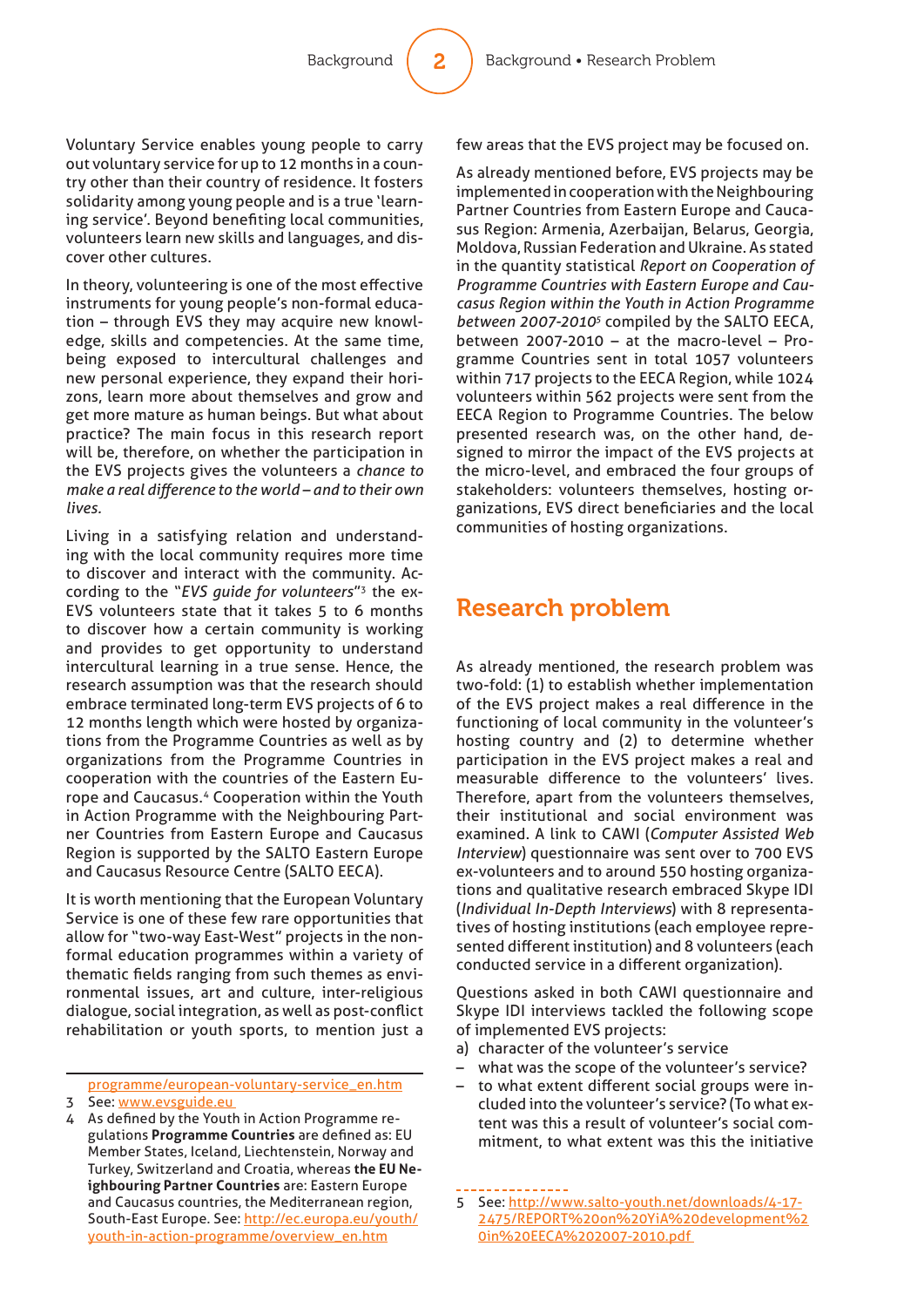Voluntary Service enables young people to carry out voluntary service for up to 12 months in a country other than their country of residence. It fosters solidarity among young people and is a true 'learning service'. Beyond benefiting local communities, volunteers learn new skills and languages, and discover other cultures.

In theory, volunteering is one of the most effective instruments for young people's non-formal education – through EVS they may acquire new knowledge, skills and competencies. At the same time, being exposed to intercultural challenges and new personal experience, they expand their horizons, learn more about themselves and grow and get more mature as human beings. But what about practice? The main focus in this research report will be, therefore, on whether the participation in the EVS projects gives the volunteers a *chance to make a real difference to the world – and to their own lives.*

Living in a satisfying relation and understanding with the local community requires more time to discover and interact with the community. According to the "*EVS guide for volunteers*"[3] the ex-EVS volunteers state that it takes 5 to 6 months to discover how a certain community is working and provides to get opportunity to understand intercultural learning in a true sense. Hence, the research assumption was that the research should embrace terminated long-term EVS projects of 6 to 12 months length which were hosted by organizations from the Programme Countries as well as by organizations from the Programme Countries in cooperation with the countries of the Eastern Europe and Caucasus.[4] Cooperation within the Youth in Action Programme with the Neighbouring Partner Countries from Eastern Europe and Caucasus Region is supported by the SALTO Eastern Europe and Caucasus Resource Centre (SALTO EECA).

It is worth mentioning that the European Voluntary Service is one of these few rare opportunities that allow for "two-way East-West" projects in the non-formal education programmes within a variety of thematic fields ranging from such themes as environmental issues, art and culture, inter-religious dialogue, social integration, as well as post-conflict rehabilitation or youth sports, to mention just a few areas that the EVS project may be focused on.

As already mentioned before, EVS projects may be implemented in cooperation with the Neighbouring Partner Countries from Eastern Europe and Caucasus Region: Armenia, Azerbaijan, Belarus, Georgia, Moldova, Russian Federation and Ukraine. As stated in the quantity statistical *Report on Cooperation of Programme Countries with Eastern Europe and Caucasus Region within the Youth in Action Programme between 2007-2010*[5] compiled by the SALTO EECA, between 2007-2010 – at the macro-level – Programme Countries sent in total 1057 volunteers within 717 projects to the EECA Region, while 1024 volunteers within 562 projects were sent from the EECA Region to Programme Countries. The below presented research was, on the other hand, designed to mirror the impact of the EVS projects at the micro-level, and embraced the four groups of stakeholders: volunteers themselves, hosting organizations, EVS direct beneficiaries and the local communities of hosting organizations.

## Research problem

As already mentioned, the research problem was two-fold: (1) to establish whether implementation of the EVS project makes a real difference in the functioning of local community in the volunteer's hosting country and (2) to determine whether participation in the EVS project makes a real and measurable difference to the volunteers' lives. Therefore, apart from the volunteers themselves, their institutional and social environment was examined. A link to CAWI (*Computer Assisted Web Interview*) questionnaire was sent over to 700 EVS ex-volunteers and to around 550 hosting organizations and qualitative research embraced Skype IDI (*Individual In-Depth Interviews*) with 8 representatives of hosting institutions (each employee represented different institution) and 8 volunteers (each conducted service in a different organization).

Questions asked in both CAWI questionnaire and Skype IDI interviews tackled the following scope of implemented EVS projects:

a) character of the volunteer's service
- what was the scope of the volunteer's service?
- to what extent different social groups were included into the volunteer's service? (To what extent was this a result of volunteer's social commitment, to what extent was this the initiative

---

programme/european-voluntary-service_en.htm

3 See: www.evsguide.eu

4 As defined by the Youth in Action Programme regulations **Programme Countries** are defined as: EU Member States, Iceland, Liechtenstein, Norway and Turkey, Switzerland and Croatia, whereas **the EU Neighbouring Partner Countries** are: Eastern Europe and Caucasus countries, the Mediterranean region, South-East Europe. See: http://ec.europa.eu/youth/youth-in-action-programme/overview_en.htm

5 See: http://www.salto-youth.net/downloads/4-17-2475/REPORT%20on%20YiA%20development%20in%20EECA%202007-2010.pdf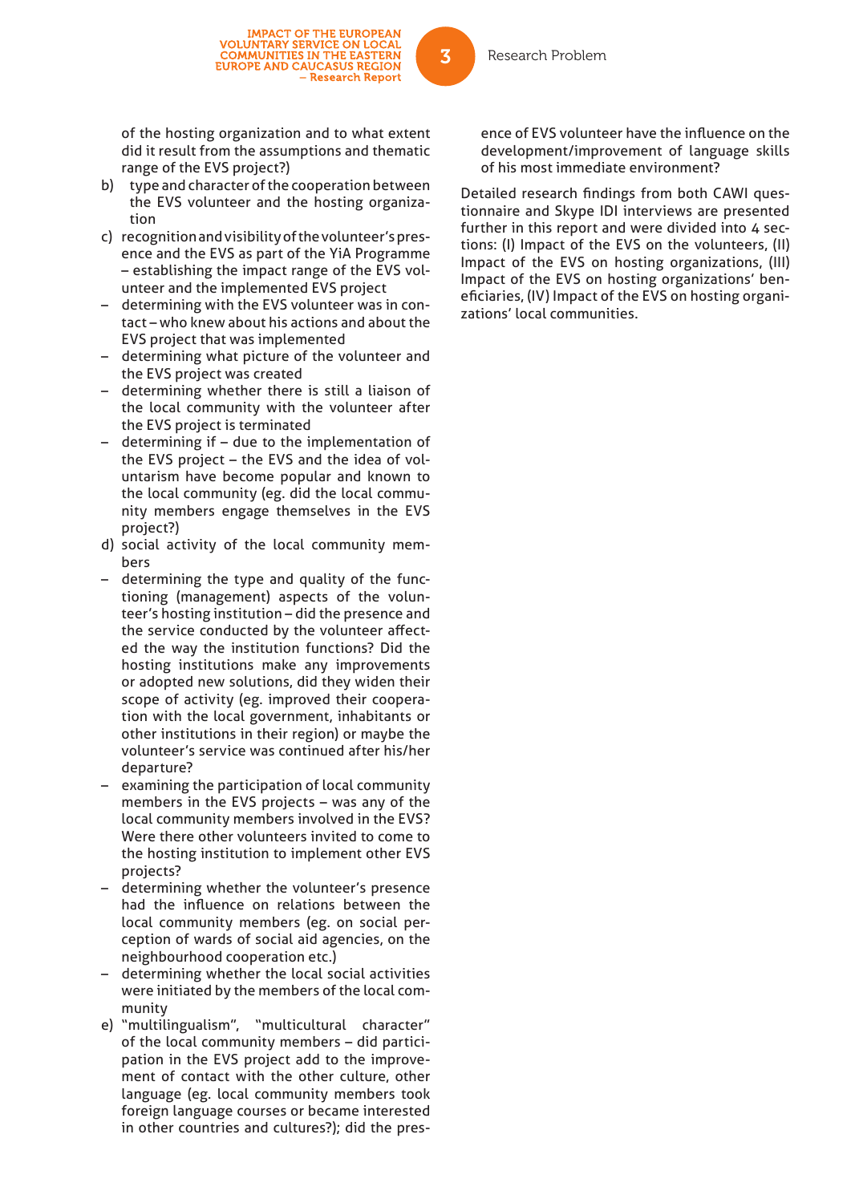of the hosting organization and to what extent did it result from the assumptions and thematic range of the EVS project?)

b) type and character of the cooperation between the EVS volunteer and the hosting organization

c) recognition and visibility of the volunteer's presence and the EVS as part of the YiA Programme – establishing the impact range of the EVS volunteer and the implemented EVS project
   - determining with the EVS volunteer was in contact – who knew about his actions and about the EVS project that was implemented
   - determining what picture of the volunteer and the EVS project was created
   - determining whether there is still a liaison of the local community with the volunteer after the EVS project is terminated
   - determining if – due to the implementation of the EVS project – the EVS and the idea of voluntarism have become popular and known to the local community (eg. did the local community members engage themselves in the EVS project?)

d) social activity of the local community members
   - determining the type and quality of the functioning (management) aspects of the volunteer's hosting institution – did the presence and the service conducted by the volunteer affected the way the institution functions? Did the hosting institutions make any improvements or adopted new solutions, did they widen their scope of activity (eg. improved their cooperation with the local government, inhabitants or other institutions in their region) or maybe the volunteer's service was continued after his/her departure?
   - examining the participation of local community members in the EVS projects – was any of the local community members involved in the EVS? Were there other volunteers invited to come to the hosting institution to implement other EVS projects?
   - determining whether the volunteer's presence had the influence on relations between the local community members (eg. on social perception of wards of social aid agencies, on the neighbourhood cooperation etc.)
   - determining whether the local social activities were initiated by the members of the local community

e) "multilingualism", "multicultural character" of the local community members – did participation in the EVS project add to the improvement of contact with the other culture, other language (eg. local community members took foreign language courses or became interested in other countries and cultures?); did the presence of EVS volunteer have the influence on the development/improvement of language skills of his most immediate environment?

Detailed research findings from both CAWI questionnaire and Skype IDI interviews are presented further in this report and were divided into 4 sections: (I) Impact of the EVS on the volunteers, (II) Impact of the EVS on hosting organizations, (III) Impact of the EVS on hosting organizations' beneficiaries, (IV) Impact of the EVS on hosting organizations' local communities.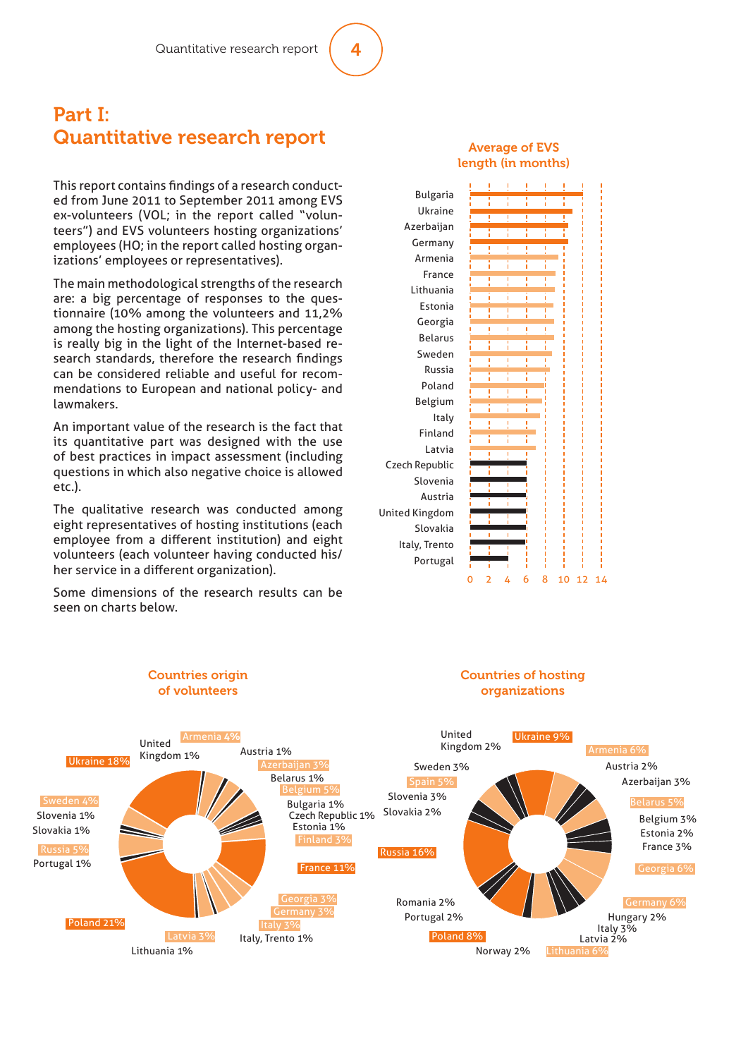# Part I: Quantitative research report

This report contains findings of a research conducted from June 2011 to September 2011 among EVS ex-volunteers (VOL; in the report called "volunteers") and EVS volunteers hosting organizations' employees (HO; in the report called hosting organizations' employees or representatives).

The main methodological strengths of the research are: a big percentage of responses to the questionnaire (10% among the volunteers and 11,2% among the hosting organizations). This percentage is really big in the light of the Internet-based research standards, therefore the research findings can be considered reliable and useful for recommendations to European and national policy- and lawmakers.

An important value of the research is the fact that its quantitative part was designed with the use of best practices in impact assessment (including questions in which also negative choice is allowed etc.).

The qualitative research was conducted among eight representatives of hosting institutions (each employee from a different institution) and eight volunteers (each volunteer having conducted his/her service in a different organization).

Some dimensions of the research results can be seen on charts below.

**Average of EVS length (in months)**

Bulgaria, Ukraine, Azerbaijan, Germany, Armenia, France, Lithuania, Estonia, Georgia, Belarus, Sweden, Russia, Poland, Belgium, Italy, Finland, Latvia, Czech Republic, Slovenia, Austria, United Kingdom, Slovakia, Italy, Trento, Portugal

0 2 4 6 8 10 12 14

**Countries origin of volunteers**

Armenia 4%, Austria 1%, Azerbaijan 3%, Belarus 1%, Belgium 5%, Bulgaria 1%, Czech Republic 1%, Estonia 1%, Finland 3%, France 11%, Georgia 3%, Germany 3%, Italy 3%, Italy, Trento 1%, Latvia 3%, Lithuania 1%, Poland 21%, Portugal 1%, Russia 5%, Slovakia 1%, Slovenia 1%, Sweden 4%, Ukraine 18%, United Kingdom 1%

**Countries of hosting organizations**

Ukraine 9%, Armenia 6%, Austria 2%, Azerbaijan 3%, Belarus 5%, Belgium 3%, Estonia 2%, France 3%, Georgia 6%, Germany 6%, Hungary 2%, Italy 3%, Latvia 2%, Lithuania 6%, Norway 2%, Poland 8%, Portugal 2%, Romania 2%, Russia 16%, Slovakia 2%, Slovenia 3%, Spain 5%, Sweden 3%, United Kingdom 2%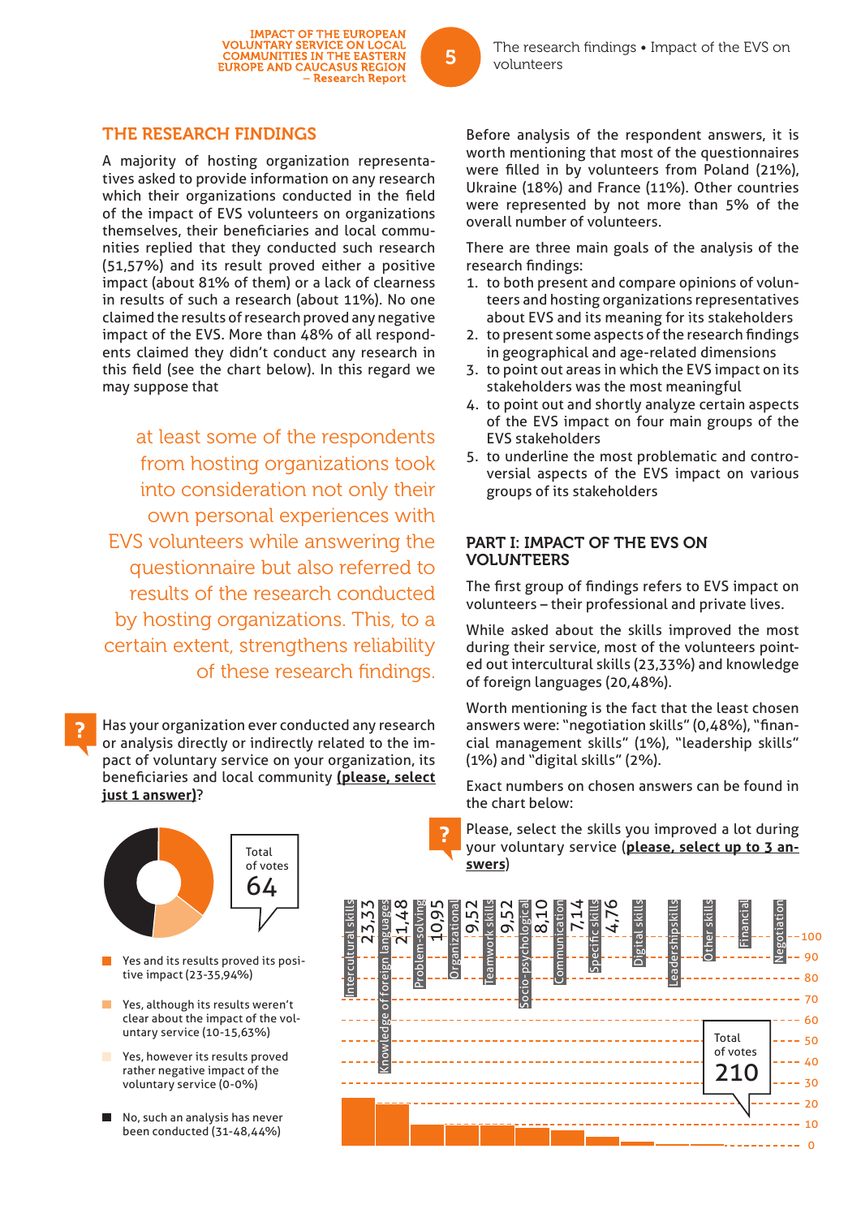## THE RESEARCH FINDINGS

A majority of hosting organization representatives asked to provide information on any research which their organizations conducted in the field of the impact of EVS volunteers on organizations themselves, their beneficiaries and local communities replied that they conducted such research (51,57%) and its result proved either a positive impact (about 81% of them) or a lack of clearness in results of such a research (about 11%). No one claimed the results of research proved any negative impact of the EVS. More than 48% of all respondents claimed they didn't conduct any research in this field (see the chart below). In this regard we may suppose that

at least some of the respondents from hosting organizations took into consideration not only their own personal experiences with EVS volunteers while answering the questionnaire but also referred to results of the research conducted by hosting organizations. This, to a certain extent, strengthens reliability of these research findings.

Has your organization ever conducted any research or analysis directly or indirectly related to the impact of voluntary service on your organization, its beneficiaries and local community **(please, select just 1 answer)**?

Total of votes 64

- Yes and its results proved its positive impact (23-35,94%)
- Yes, although its results weren't clear about the impact of the voluntary service (10-15,63%)
- Yes, however its results proved rather negative impact of the voluntary service (0-0%)
- No, such an analysis has never been conducted (31-48,44%)

Before analysis of the respondent answers, it is worth mentioning that most of the questionnaires were filled in by volunteers from Poland (21%), Ukraine (18%) and France (11%). Other countries were represented by not more than 5% of the overall number of volunteers.

There are three main goals of the analysis of the research findings:

1. to both present and compare opinions of volunteers and hosting organizations representatives about EVS and its meaning for its stakeholders
2. to present some aspects of the research findings in geographical and age-related dimensions
3. to point out areas in which the EVS impact on its stakeholders was the most meaningful
4. to point out and shortly analyze certain aspects of the EVS impact on four main groups of the EVS stakeholders
5. to underline the most problematic and controversial aspects of the EVS impact on various groups of its stakeholders

### PART I: IMPACT OF THE EVS ON VOLUNTEERS

The first group of findings refers to EVS impact on volunteers – their professional and private lives.

While asked about the skills improved the most during their service, most of the volunteers pointed out intercultural skills (23,33%) and knowledge of foreign languages (20,48%).

Worth mentioning is the fact that the least chosen answers were: "negotiation skills" (0,48%), "financial management skills" (1%), "leadership skills" (1%) and "digital skills" (2%).

Exact numbers on chosen answers can be found in the chart below:

Please, select the skills you improved a lot during your voluntary service (**please, select up to 3 answers**)

Total of votes 210

| Skill | % |
|---|---|
| Intercultural skills | 23,33 |
| Knowledge of foreign languages | 21,48 |
| Problem-solving | 10,95 |
| Organizational | 9,52 |
| Teamwork skills | 9,52 |
| Socio-psychological | 8,10 |
| Communication | 7,14 |
| Specific skills | 4,76 |
| Digital skills | |
| Leadershipskills | |
| Other skills | |
| Financial | |
| Negotiation | |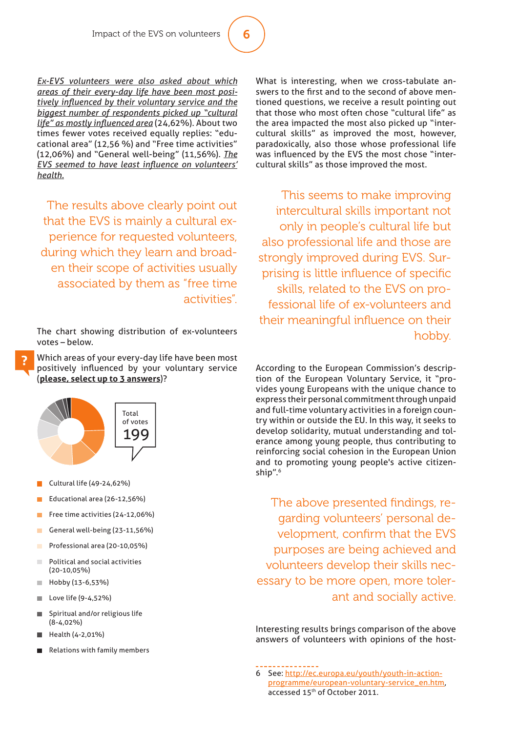*Ex-EVS volunteers were also asked about which areas of their every-day life have been most positively influenced by their voluntary service and the biggest number of respondents picked up "cultural life" as mostly influenced area* (24,62%). About two times fewer votes received equally replies: "educational area" (12,56 %) and "Free time activities" (12,06%) and "General well-being" (11,56%). *The EVS seemed to have least influence on volunteers' health.*

> The results above clearly point out that the EVS is mainly a cultural experience for requested volunteers, during which they learn and broaden their scope of activities usually associated by them as "free time activities".

The chart showing distribution of ex-volunteers votes – below.

Which areas of your every-day life have been most positively influenced by your voluntary service (**please, select up to 3 answers**)?

Total of votes 199

- Cultural life (49-24,62%)
- Educational area (26-12,56%)
- Free time activities (24-12,06%)
- General well-being (23-11,56%)
- Professional area (20-10,05%)
- Political and social activities (20-10,05%)
- Hobby (13-6,53%)
- Love life (9-4,52%)
- Spiritual and/or religious life (8-4,02%)
- Health (4-2,01%)
- Relations with family members

What is interesting, when we cross-tabulate answers to the first and to the second of above mentioned questions, we receive a result pointing out that those who most often chose "cultural life" as the area impacted the most also picked up "intercultural skills" as improved the most, however, paradoxically, also those whose professional life was influenced by the EVS the most chose "intercultural skills" as those improved the most.

> This seems to make improving intercultural skills important not only in people's cultural life but also professional life and those are strongly improved during EVS. Surprising is little influence of specific skills, related to the EVS on professional life of ex-volunteers and their meaningful influence on their hobby.

According to the European Commission's description of the European Voluntary Service, it "provides young Europeans with the unique chance to express their personal commitment through unpaid and full-time voluntary activities in a foreign country within or outside the EU. In this way, it seeks to develop solidarity, mutual understanding and tolerance among young people, thus contributing to reinforcing social cohesion in the European Union and to promoting young people's active citizenship".[6]

> The above presented findings, regarding volunteers' personal development, confirm that the EVS purposes are being achieved and volunteers develop their skills necessary to be more open, more tolerant and socially active.

Interesting results brings comparison of the above answers of volunteers with opinions of the host-

---

6 See: http://ec.europa.eu/youth/youth-in-action-programme/european-voluntary-service_en.htm, accessed 15th of October 2011.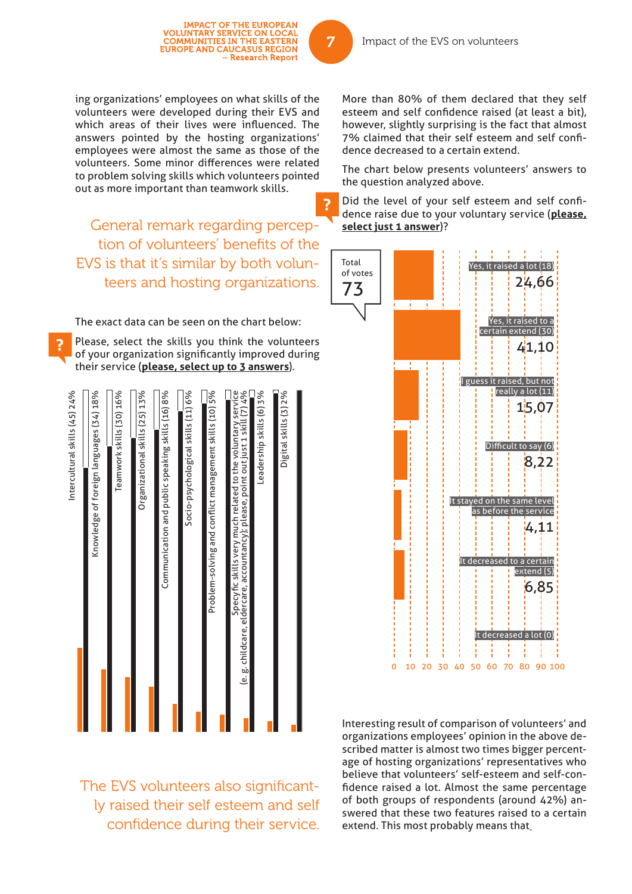ing organizations' employees on what skills of the volunteers were developed during their EVS and which areas of their lives were influenced. The answers pointed by the hosting organizations' employees were almost the same as those of the volunteers. Some minor differences were related to problem solving skills which volunteers pointed out as more important than teamwork skills.

> General remark regarding perception of volunteers' benefits of the EVS is that it's similar by both volunteers and hosting organizations.

The exact data can be seen on the chart below:

Please, select the skills you think the volunteers of your organization significantly improved during their service (**please, select up to 3 answers**).

| Skill | Votes | % |
| --- | --- | --- |
| Intercultural skills | 45 | 24% |
| Knowledge of foreign languages | 34 | 18% |
| Teamwork skills | 30 | 16% |
| Organizational skills | 25 | 13% |
| Communication and public speaking skills | 16 | 8% |
| Socio-psychological skills | 11 | 6% |
| Problem-solving and conflict management skills | 10 | 5% |
| Specyfic skills very much related to the voluntary service (e. g. childcare, eldercare, accountancy); please, point out just 1 skill | 7 | 4% |
| Leadership skills | 6 | 3% |
| Digital skills | 3 | 2% |

> The EVS volunteers also significantly raised their self esteem and self confidence during their service.

More than 80% of them declared that they self esteem and self confidence raised (at least a bit), however, slightly surprising is the fact that almost 7% claimed that their self esteem and self confidence decreased to a certain extend.

The chart below presents volunteers' answers to the question analyzed above.

Did the level of your self esteem and self confidence raise due to your voluntary service (**please, select just 1 answer**)?

Total of votes: 73

| Answer | Votes | % |
| --- | --- | --- |
| Yes, it raised a lot | 18 | 24,66 |
| Yes, it raised to a certain extend | 30 | 41,10 |
| I guess it raised, but not really a lot | 11 | 15,07 |
| Difficult to say | 6 | 8,22 |
| It stayed on the same level as before the service | | 4,11 |
| It decreased to a certain extend | 5 | 6,85 |
| It decreased a lot | 0 | |

Interesting result of comparison of volunteers' and organizations employees' opinion in the above described matter is almost two times bigger percentage of hosting organizations' representatives who believe that volunteers' self-esteem and self-confidence raised a lot. Almost the same percentage of both groups of respondents (around 42%) answered that these two features raised to a certain extend. This most probably means that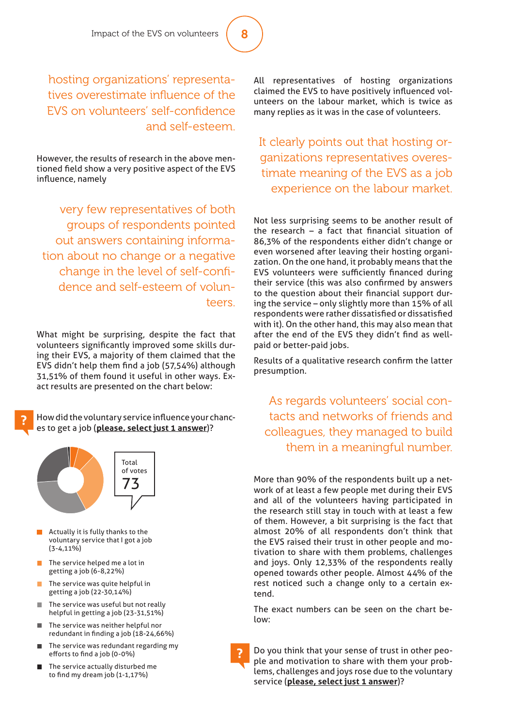hosting organizations' representatives overestimate influence of the EVS on volunteers' self-confidence and self-esteem.

However, the results of research in the above mentioned field show a very positive aspect of the EVS influence, namely

very few representatives of both groups of respondents pointed out answers containing information about no change or a negative change in the level of self-confidence and self-esteem of volunteers.

What might be surprising, despite the fact that volunteers significantly improved some skills during their EVS, a majority of them claimed that the EVS didn't help them find a job (57,54%) although 31,51% of them found it useful in other ways. Exact results are presented on the chart below:

How did the voluntary service influence your chances to get a job (**please, select just 1 answer**)?

Total of votes 73

- Actually it is fully thanks to the voluntary service that I got a job (3-4,11%)
- The service helped me a lot in getting a job (6-8,22%)
- The service was quite helpful in getting a job (22-30,14%)
- The service was useful but not really helpful in getting a job (23-31,51%)
- The service was neither helpful nor redundant in finding a job (18-24,66%)
- The service was redundant regarding my efforts to find a job (0-0%)
- The service actually disturbed me to find my dream job (1-1,17%)

All representatives of hosting organizations claimed the EVS to have positively influenced volunteers on the labour market, which is twice as many replies as it was in the case of volunteers.

It clearly points out that hosting organizations representatives overestimate meaning of the EVS as a job experience on the labour market.

Not less surprising seems to be another result of the research – a fact that financial situation of 86,3% of the respondents either didn't change or even worsened after leaving their hosting organization. On the one hand, it probably means that the EVS volunteers were sufficiently financed during their service (this was also confirmed by answers to the question about their financial support during the service – only slightly more than 15% of all respondents were rather dissatisfied or dissatisfied with it). On the other hand, this may also mean that after the end of the EVS they didn't find as well-paid or better-paid jobs.

Results of a qualitative research confirm the latter presumption.

As regards volunteers' social contacts and networks of friends and colleagues, they managed to build them in a meaningful number.

More than 90% of the respondents built up a network of at least a few people met during their EVS and all of the volunteers having participated in the research still stay in touch with at least a few of them. However, a bit surprising is the fact that almost 20% of all respondents don't think that the EVS raised their trust in other people and motivation to share with them problems, challenges and joys. Only 12,33% of the respondents really opened towards other people. Almost 44% of the rest noticed such a change only to a certain extend.

The exact numbers can be seen on the chart below:

Do you think that your sense of trust in other people and motivation to share with them your problems, challenges and joys rose due to the voluntary service (**please, select just 1 answer**)?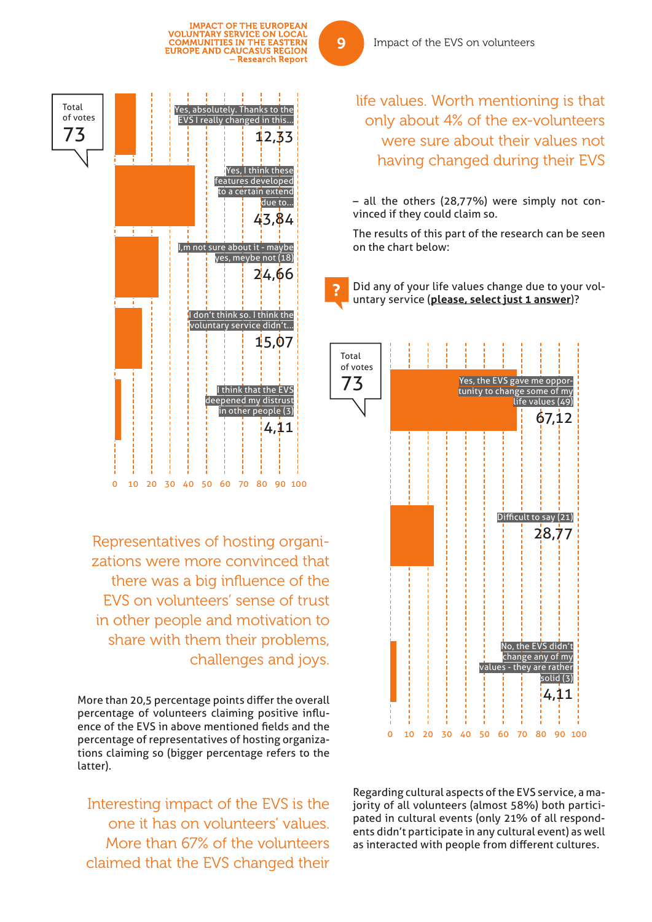**Total of votes 73**

| Answer | % |
|---|---|
| Yes, absolutely. Thanks to the EVS I really changed in this... | 12,33 |
| Yes, I think these features developed to a certain extend due to... | 43,84 |
| I,m not sure about it - maybe yes, meybe not (18) | 24,66 |
| I don't think so. I think the voluntary service didn't... | 15,07 |
| I think that the EVS deepened my distrust in other people (3) | 4,11 |

> Representatives of hosting organizations were more convinced that there was a big influence of the EVS on volunteers' sense of trust in other people and motivation to share with them their problems, challenges and joys.

More than 20,5 percentage points differ the overall percentage of volunteers claiming positive influence of the EVS in above mentioned fields and the percentage of representatives of hosting organizations claiming so (bigger percentage refers to the latter).

> Interesting impact of the EVS is the one it has on volunteers' values. More than 67% of the volunteers claimed that the EVS changed their life values. Worth mentioning is that only about 4% of the ex-volunteers were sure about their values not having changed during their EVS

– all the others (28,77%) were simply not convinced if they could claim so.

The results of this part of the research can be seen on the chart below:

**?** Did any of your life values change due to your voluntary service (**please, select just 1 answer**)?

**Total of votes 73**

| Answer | % |
|---|---|
| Yes, the EVS gave me opportunity to change some of my life values (49) | 67,12 |
| Difficult to say (21) | 28,77 |
| No, the EVS didn't change any of my values - they are rather solid (3) | 4,11 |

Regarding cultural aspects of the EVS service, a majority of all volunteers (almost 58%) both participated in cultural events (only 21% of all respondents didn't participate in any cultural event) as well as interacted with people from different cultures.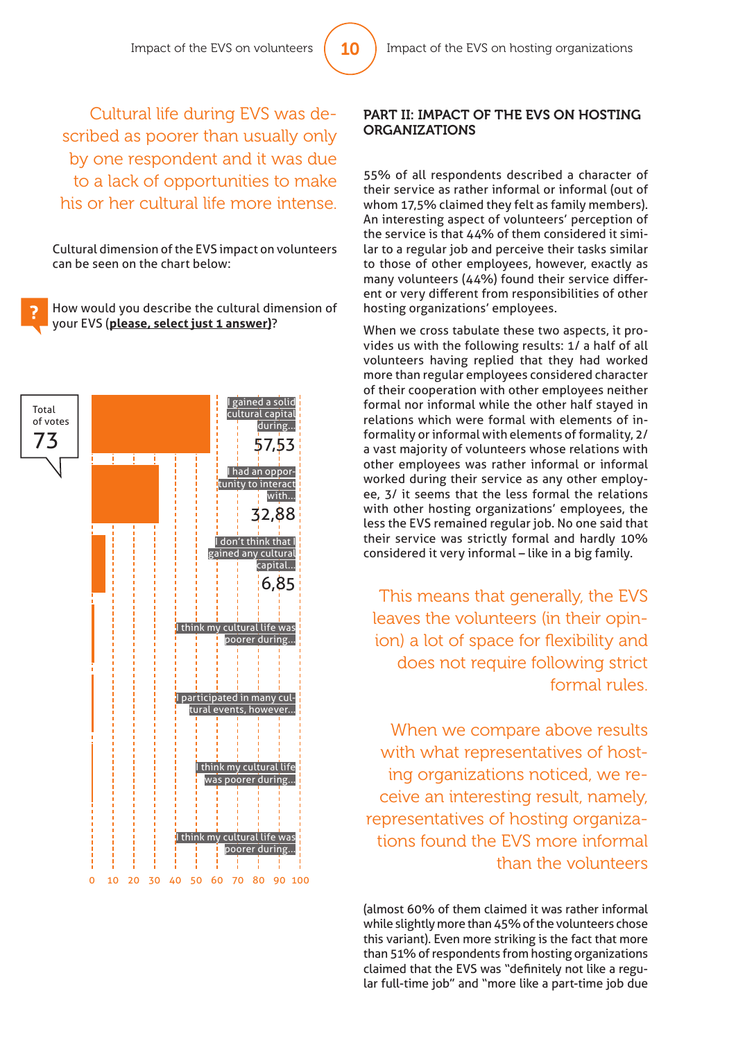Cultural life during EVS was described as poorer than usually only by one respondent and it was due to a lack of opportunities to make his or her cultural life more intense.

Cultural dimension of the EVS impact on volunteers can be seen on the chart below:

? How would you describe the cultural dimension of your EVS (**please, select just 1 answer**)?

Total of votes 73

| Answer | % |
|---|---|
| I gained a solid cultural capital during... | 57,53 |
| I had an opportunity to interact with... | 32,88 |
| I don't think that I gained any cultural capital... | 6,85 |
| I think my cultural life was poorer during... | |
| I participated in many cultural events, however... | |
| I think my cultural life was poorer during... | |
| I think my cultural life was poorer during... | |

## PART II: IMPACT OF THE EVS ON HOSTING ORGANIZATIONS

55% of all respondents described a character of their service as rather informal or informal (out of whom 17,5% claimed they felt as family members). An interesting aspect of volunteers' perception of the service is that 44% of them considered it similar to a regular job and perceive their tasks similar to those of other employees, however, exactly as many volunteers (44%) found their service different or very different from responsibilities of other hosting organizations' employees.

When we cross tabulate these two aspects, it provides us with the following results: 1/ a half of all volunteers having replied that they had worked more than regular employees considered character of their cooperation with other employees neither formal nor informal while the other half stayed in relations which were formal with elements of informality or informal with elements of formality, 2/ a vast majority of volunteers whose relations with other employees was rather informal or informal worked during their service as any other employee, 3/ it seems that the less formal the relations with other hosting organizations' employees, the less the EVS remained regular job. No one said that their service was strictly formal and hardly 10% considered it very informal – like in a big family.

This means that generally, the EVS leaves the volunteers (in their opinion) a lot of space for flexibility and does not require following strict formal rules.

When we compare above results with what representatives of hosting organizations noticed, we receive an interesting result, namely, representatives of hosting organizations found the EVS more informal than the volunteers

(almost 60% of them claimed it was rather informal while slightly more than 45% of the volunteers chose this variant). Even more striking is the fact that more than 51% of respondents from hosting organizations claimed that the EVS was "definitely not like a regular full-time job" and "more like a part-time job due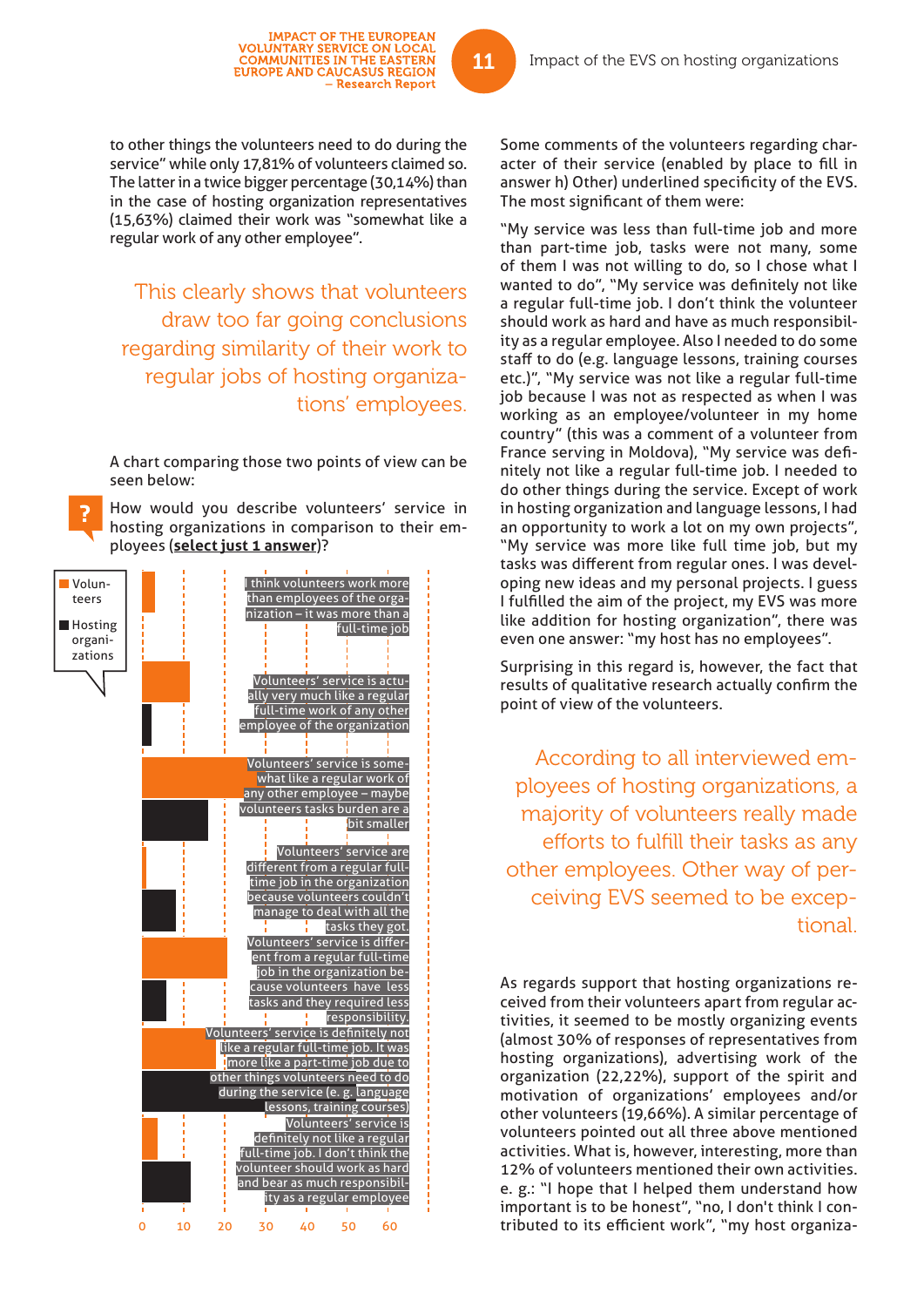to other things the volunteers need to do during the service" while only 17,81% of volunteers claimed so. The latter in a twice bigger percentage (30,14%) than in the case of hosting organization representatives (15,63%) claimed their work was "somewhat like a regular work of any other employee".

> This clearly shows that volunteers draw too far going conclusions regarding similarity of their work to regular jobs of hosting organizations' employees.

A chart comparing those two points of view can be seen below:

How would you describe volunteers' service in hosting organizations in comparison to their employees (**select just 1 answer**)?

Legend: Volunteers; Hosting organizations

- I think volunteers work more than employees of the organization – it was more than a full-time job
- Volunteers' service is actually very much like a regular full-time work of any other employee of the organization
- Volunteers' service is somewhat like a regular work of any other employee – maybe volunteers tasks burden are a bit smaller
- Volunteers' service are different from a regular full-time job in the organization because volunteers couldn't manage to deal with all the tasks they got.
- Volunteers' service is different from a regular full-time job in the organization because volunteers have less tasks and they required less responsibility.
- Volunteers' service is definitely not like a regular full-time job. It was more like a part-time job due to other things volunteers need to do during the service (e. g. language lessons, training courses)
- Volunteers' service is definitely not like a regular full-time job. I don't think the volunteer should work as hard and bear as much responsibility as a regular employee

Axis: 0, 10, 20, 30, 40, 50, 60

Some comments of the volunteers regarding character of their service (enabled by place to fill in answer h) Other) underlined specificity of the EVS. The most significant of them were:

"My service was less than full-time job and more than part-time job, tasks were not many, some of them I was not willing to do, so I chose what I wanted to do", "My service was definitely not like a regular full-time job. I don't think the volunteer should work as hard and have as much responsibility as a regular employee. Also I needed to do some staff to do (e.g. language lessons, training courses etc.)", "My service was not like a regular full-time job because I was not as respected as when I was working as an employee/volunteer in my home country" (this was a comment of a volunteer from France serving in Moldova), "My service was definitely not like a regular full-time job. I needed to do other things during the service. Except of work in hosting organization and language lessons, I had an opportunity to work a lot on my own projects", "My service was more like full time job, but my tasks was different from regular ones. I was developing new ideas and my personal projects. I guess I fulfilled the aim of the project, my EVS was more like addition for hosting organization", there was even one answer: "my host has no employees".

Surprising in this regard is, however, the fact that results of qualitative research actually confirm the point of view of the volunteers.

> According to all interviewed employees of hosting organizations, a majority of volunteers really made efforts to fulfill their tasks as any other employees. Other way of perceiving EVS seemed to be exceptional.

As regards support that hosting organizations received from their volunteers apart from regular activities, it seemed to be mostly organizing events (almost 30% of responses of representatives from hosting organizations), advertising work of the organization (22,22%), support of the spirit and motivation of organizations' employees and/or other volunteers (19,66%). A similar percentage of volunteers pointed out all three above mentioned activities. What is, however, interesting, more than 12% of volunteers mentioned their own activities. e. g.: "I hope that I helped them understand how important is to be honest", "no, I don't think I contributed to its efficient work", "my host organiza-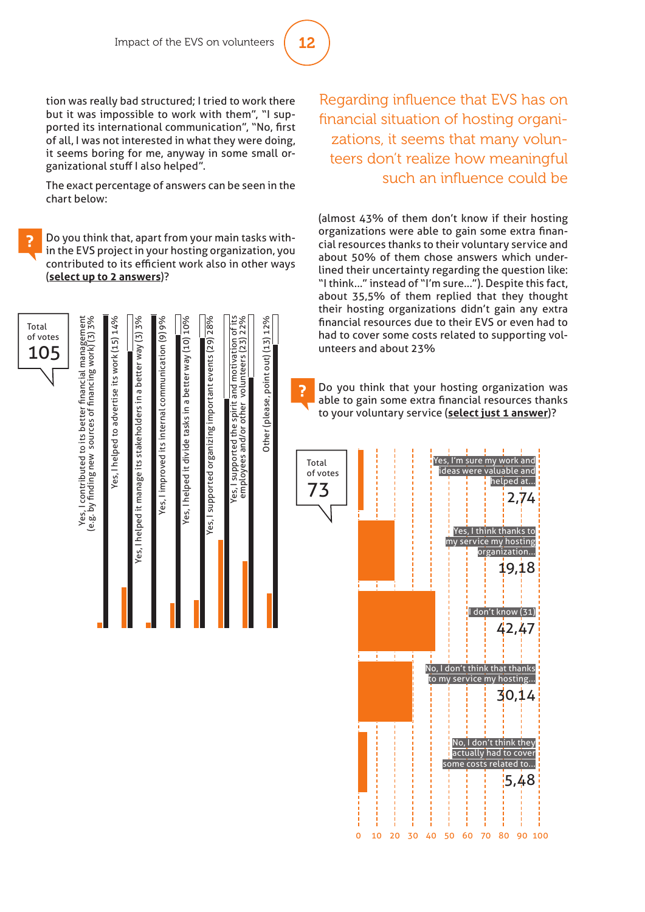tion was really bad structured; I tried to work there but it was impossible to work with them", "I supported its international communication", "No, first of all, I was not interested in what they were doing, it seems boring for me, anyway in some small organizational stuff I also helped".

The exact percentage of answers can be seen in the chart below:

**?** Do you think that, apart from your main tasks within the EVS project in your hosting organization, you contributed to its efficient work also in other ways (**select up to 2 answers**)?

Total of votes 105

| Answer | Votes | % |
|---|---|---|
| Yes, I contributed to its better financial management (e.g. by finding new sources of financing work) | 3 | 3% |
| Yes, I helped to advertise its work | 15 | 14% |
| Yes, I helped it manage its stakeholders in a better way | 3 | 3% |
| Yes, I improved its internal communication | 9 | 9% |
| Yes, I helped it divide tasks in a better way | 10 | 10% |
| Yes, I supported organizing important events | 29 | 28% |
| Yes, I supported the spirit and motivation of its employees and/or other volunteers | 23 | 22% |
| Other (please, point out) | 13 | 12% |

## Regarding influence that EVS has on financial situation of hosting organizations, it seems that many volunteers don't realize how meaningful such an influence could be

(almost 43% of them don't know if their hosting organizations were able to gain some extra financial resources thanks to their voluntary service and about 50% of them chose answers which underlined their uncertainty regarding the question like: "I think..." instead of "I'm sure..."). Despite this fact, about 35,5% of them replied that they thought their hosting organizations didn't gain any extra financial resources due to their EVS or even had to had to cover some costs related to supporting volunteers and about 23%

**?** Do you think that your hosting organization was able to gain some extra financial resources thanks to your voluntary service (**select just 1 answer**)?

Total of votes 73

| Answer | % |
|---|---|
| Yes, I'm sure my work and ideas were valuable and helped at... | 2,74 |
| Yes, I think thanks to my service my hosting organization... | 19,18 |
| I don't know (31) | 42,47 |
| No, I don't think that thanks to my service my hosting... | 30,14 |
| No, I don't think they actually had to cover some costs related to... | 5,48 |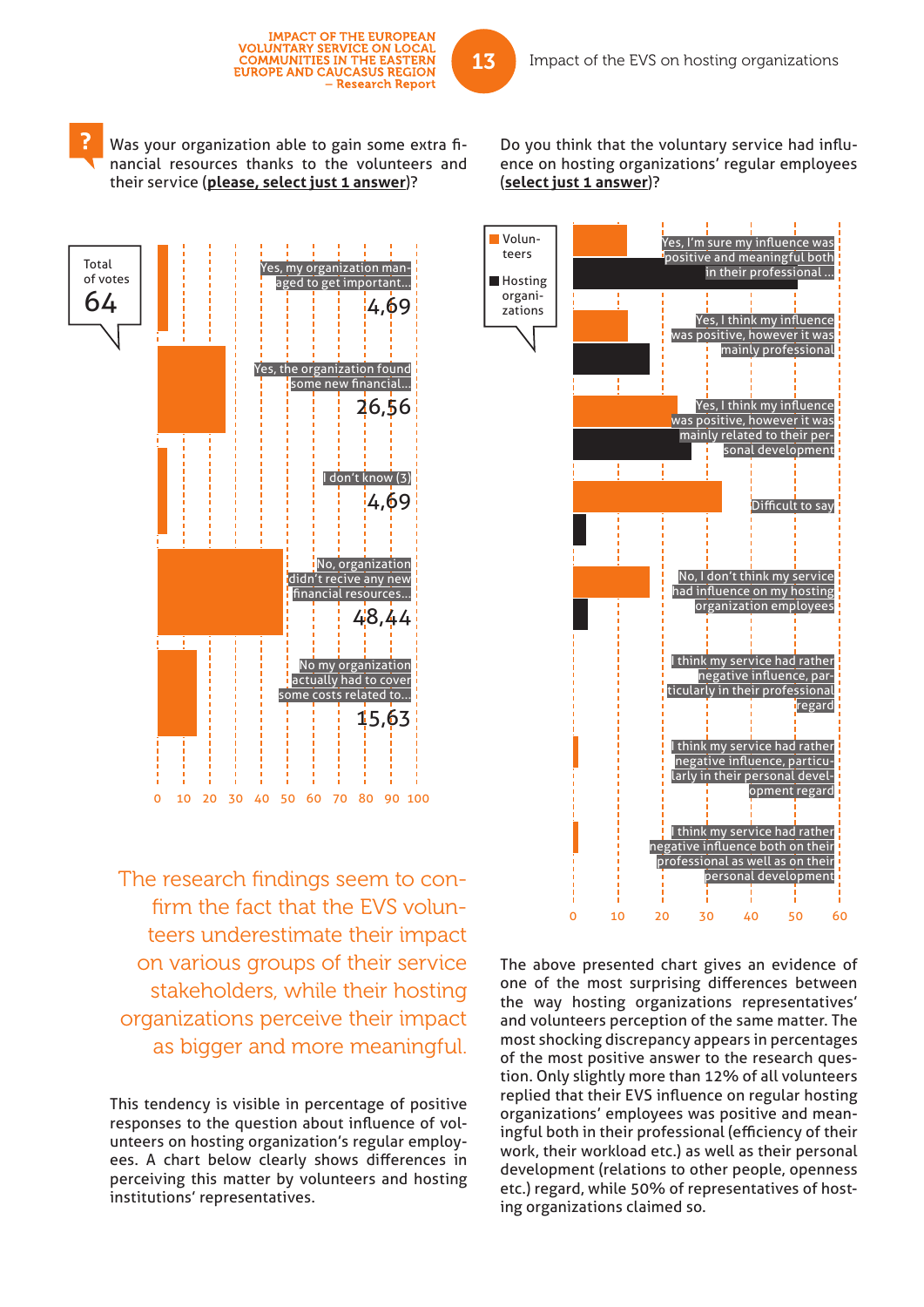Was your organization able to gain some extra financial resources thanks to the volunteers and their service (**please, select just 1 answer**)?

Total of votes 64

| Answer | % |
|---|---|
| Yes, my organization managed to get important... | 4,69 |
| Yes, the organization found some new financial... | 26,56 |
| I don't know (3) | 4,69 |
| No, organization didn't recive any new financial resources... | 48,44 |
| No my organization actually had to cover some costs related to... | 15,63 |

Do you think that the voluntary service had influence on hosting organizations' regular employees (**select just 1 answer**)?

Legend: Volunteers, Hosting organizations

- Yes, I'm sure my influence was positive and meaningful both in their professional ...
- Yes, I think my influence was positive, however it was mainly professional
- Yes, I think my influence was positive, however it was mainly related to their personal development
- Difficult to say
- No, I don't think my service had influence on my hosting organization employees
- I think my service had rather negative influence, particularly in their professional regard
- I think my service had rather negative influence, particularly in their personal development regard
- I think my service had rather negative influence both on their professional as well as on their personal development

The research findings seem to confirm the fact that the EVS volunteers underestimate their impact on various groups of their service stakeholders, while their hosting organizations perceive their impact as bigger and more meaningful.

This tendency is visible in percentage of positive responses to the question about influence of volunteers on hosting organization's regular employees. A chart below clearly shows differences in perceiving this matter by volunteers and hosting institutions' representatives.

The above presented chart gives an evidence of one of the most surprising differences between the way hosting organizations representatives' and volunteers perception of the same matter. The most shocking discrepancy appears in percentages of the most positive answer to the research question. Only slightly more than 12% of all volunteers replied that their EVS influence on regular hosting organizations' employees was positive and meaningful both in their professional (efficiency of their work, their workload etc.) as well as their personal development (relations to other people, openness etc.) regard, while 50% of representatives of hosting organizations claimed so.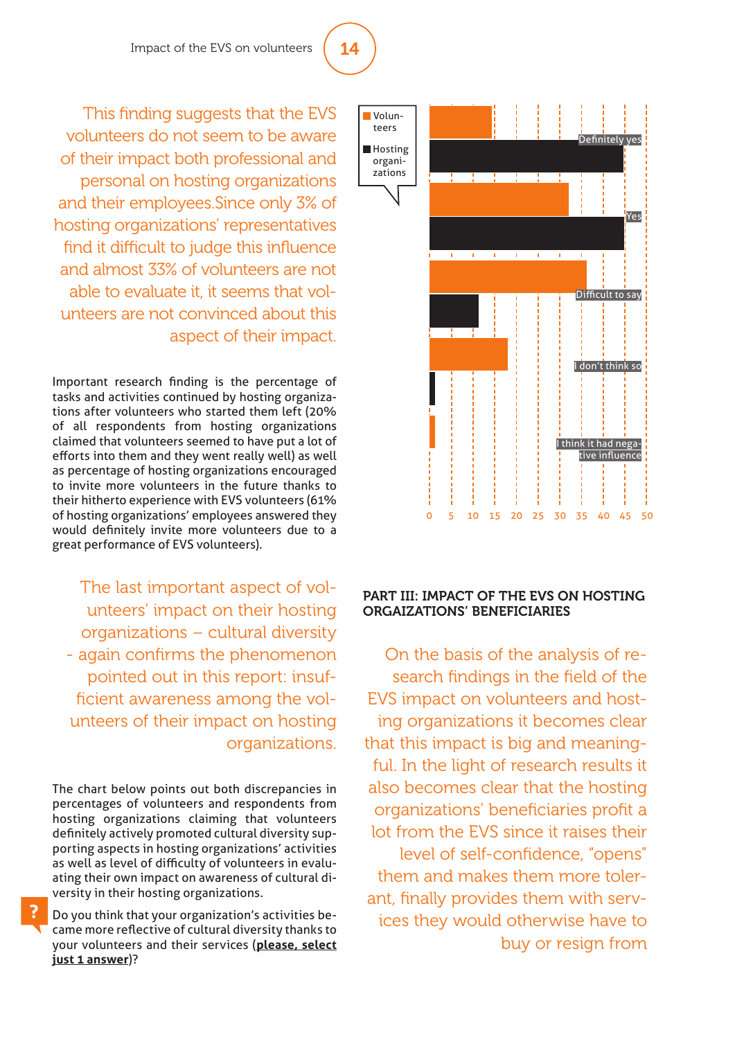This finding suggests that the EVS volunteers do not seem to be aware of their impact both professional and personal on hosting organizations and their employees.Since only 3% of hosting organizations' representatives find it difficult to judge this influence and almost 33% of volunteers are not able to evaluate it, it seems that volunteers are not convinced about this aspect of their impact.

Important research finding is the percentage of tasks and activities continued by hosting organizations after volunteers who started them left (20% of all respondents from hosting organizations claimed that volunteers seemed to have put a lot of efforts into them and they went really well) as well as percentage of hosting organizations encouraged to invite more volunteers in the future thanks to their hitherto experience with EVS volunteers (61% of hosting organizations' employees answered they would definitely invite more volunteers due to a great performance of EVS volunteers).

Volunteers / Hosting organizations

Definitely yes

Yes

Difficult to say

I don't think so

I think it had negative influence

0 5 10 15 20 25 30 35 40 45 50

The last important aspect of volunteers' impact on their hosting organizations – cultural diversity - again confirms the phenomenon pointed out in this report: insufficient awareness among the volunteers of their impact on hosting organizations.

The chart below points out both discrepancies in percentages of volunteers and respondents from hosting organizations claiming that volunteers definitely actively promoted cultural diversity supporting aspects in hosting organizations' activities as well as level of difficulty of volunteers in evaluating their own impact on awareness of cultural diversity in their hosting organizations.

Do you think that your organization's activities became more reflective of cultural diversity thanks to your volunteers and their services (**please, select just 1 answer**)?

## PART III: IMPACT OF THE EVS ON HOSTING ORGAIZATIONS' BENEFICIARIES

On the basis of the analysis of research findings in the field of the EVS impact on volunteers and hosting organizations it becomes clear that this impact is big and meaningful. In the light of research results it also becomes clear that the hosting organizations' beneficiaries profit a lot from the EVS since it raises their level of self-confidence, "opens" them and makes them more tolerant, finally provides them with services they would otherwise have to buy or resign from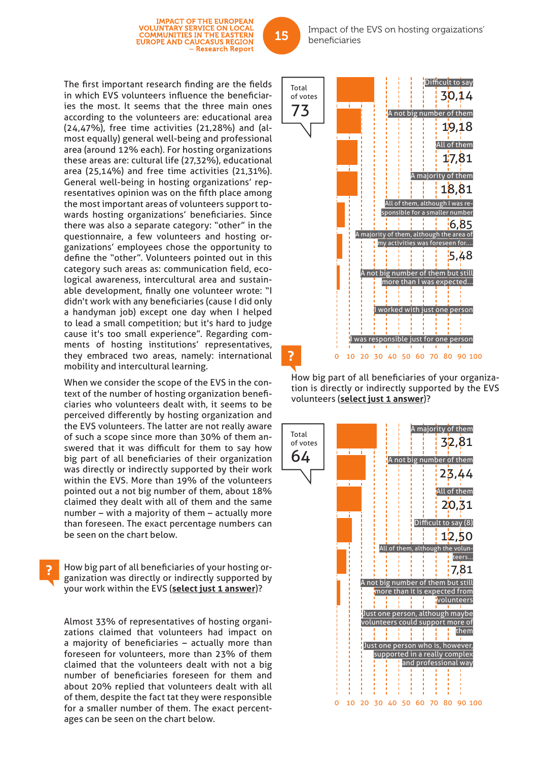The first important research finding are the fields in which EVS volunteers influence the beneficiaries the most. It seems that the three main ones according to the volunteers are: educational area (24,47%), free time activities (21,28%) and (almost equally) general well-being and professional area (around 12% each). For hosting organizations these areas are: cultural life (27,32%), educational area (25,14%) and free time activities (21,31%). General well-being in hosting organizations' representatives opinion was on the fifth place among the most important areas of volunteers support towards hosting organizations' beneficiaries. Since there was also a separate category: "other" in the questionnaire, a few volunteers and hosting organizations' employees chose the opportunity to define the "other". Volunteers pointed out in this category such areas as: communication field, ecological awareness, intercultural area and sustainable development, finally one volunteer wrote: "I didn't work with any beneficiaries (cause I did only a handyman job) except one day when I helped to lead a small competition; but it's hard to judge cause it's too small experience". Regarding comments of hosting institutions' representatives, they embraced two areas, namely: international mobility and intercultural learning.

When we consider the scope of the EVS in the context of the number of hosting organization beneficiaries who volunteers dealt with, it seems to be perceived differently by hosting organization and the EVS volunteers. The latter are not really aware of such a scope since more than 30% of them answered that it was difficult for them to say how big part of all beneficiaries of their organization was directly or indirectly supported by their work within the EVS. More than 19% of the volunteers pointed out a not big number of them, about 18% claimed they dealt with all of them and the same number – with a majority of them – actually more than foreseen. The exact percentage numbers can be seen on the chart below.

**?** How big part of all beneficiaries of your hosting organization was directly or indirectly supported by your work within the EVS (**select just 1 answer**)?

Total of votes: 73

| Answer | % |
|---|---|
| Difficult to say | 30,14 |
| A not big number of them | 19,18 |
| All of them | 17,81 |
| A majority of them | 18,81 |
| All of them, although I was responsible for a smaller number | 6,85 |
| A majority of them, although the area of my activities was foreseen for... | 5,48 |
| A not big number of them but still more than I was expected... | |
| I worked with just one person | |
| I was responsible just for one person | |

Almost 33% of representatives of hosting organizations claimed that volunteers had impact on a majority of beneficiaries – actually more than foreseen for volunteers, more than 23% of them claimed that the volunteers dealt with not a big number of beneficiaries foreseen for them and about 20% replied that volunteers dealt with all of them, despite the fact tat they were responsible for a smaller number of them. The exact percentages can be seen on the chart below.

**?** How big part of all beneficiaries of your organization is directly or indirectly supported by the EVS volunteers (**select just 1 answer**)?

Total of votes: 64

| Answer | % |
|---|---|
| A majority of them | 32,81 |
| A not big number of them | 23,44 |
| All of them | 20,31 |
| Difficult to say (8) | 12,50 |
| All of them, although the volunteers... | 7,81 |
| A not big number of them but still more than it is expected from volunteers | |
| Just one person, although maybe volunteers could support more of them | |
| Just one person who is, however, supported in a really complex and professional way | |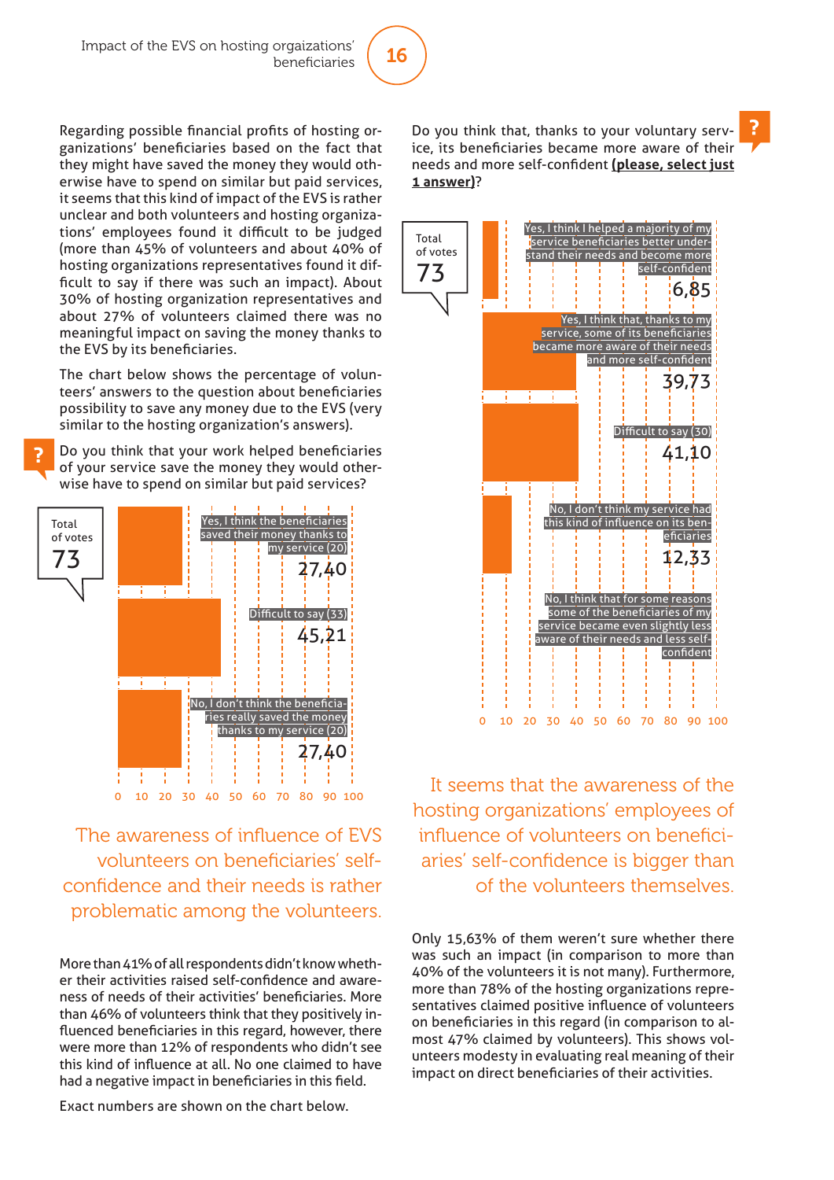Regarding possible financial profits of hosting organizations' beneficiaries based on the fact that they might have saved the money they would otherwise have to spend on similar but paid services, it seems that this kind of impact of the EVS is rather unclear and both volunteers and hosting organizations' employees found it difficult to be judged (more than 45% of volunteers and about 40% of hosting organizations representatives found it difficult to say if there was such an impact). About 30% of hosting organization representatives and about 27% of volunteers claimed there was no meaningful impact on saving the money thanks to the EVS by its beneficiaries.

The chart below shows the percentage of volunteers' answers to the question about beneficiaries possibility to save any money due to the EVS (very similar to the hosting organization's answers).

Do you think that your work helped beneficiaries of your service save the money they would otherwise have to spend on similar but paid services?

Total of votes 73

| Answer | % |
|---|---|
| Yes, I think the beneficiaries saved their money thanks to my service (20) | 27,40 |
| Difficult to say (33) | 45,21 |
| No, I don't think the beneficiaries really saved the money thanks to my service (20) | 27,40 |

The awareness of influence of EVS volunteers on beneficiaries' self-confidence and their needs is rather problematic among the volunteers.

More than 41% of all respondents didn't know whether their activities raised self-confidence and awareness of needs of their activities' beneficiaries. More than 46% of volunteers think that they positively influenced beneficiaries in this regard, however, there were more than 12% of respondents who didn't see this kind of influence at all. No one claimed to have had a negative impact in beneficiaries in this field.

Exact numbers are shown on the chart below.

Do you think that, thanks to your voluntary service, its beneficiaries became more aware of their needs and more self-confident **(please, select just 1 answer)**?

Total of votes 73

| Answer | % |
|---|---|
| Yes, I think I helped a majority of my service beneficiaries better understand their needs and become more self-confident | 6,85 |
| Yes, I think that, thanks to my service, some of its beneficiaries became more aware of their needs and more self-confident | 39,73 |
| Difficult to say (30) | 41,10 |
| No, I don't think my service had this kind of influence on its beneficiaries | 12,33 |
| No, I think that for some reasons some of the beneficiaries of my service became even slightly less aware of their needs and less self-confident | |

It seems that the awareness of the hosting organizations' employees of influence of volunteers on beneficiaries' self-confidence is bigger than of the volunteers themselves.

Only 15,63% of them weren't sure whether there was such an impact (in comparison to more than 40% of the volunteers it is not many). Furthermore, more than 78% of the hosting organizations representatives claimed positive influence of volunteers on beneficiaries in this regard (in comparison to almost 47% claimed by volunteers). This shows volunteers modesty in evaluating real meaning of their impact on direct beneficiaries of their activities.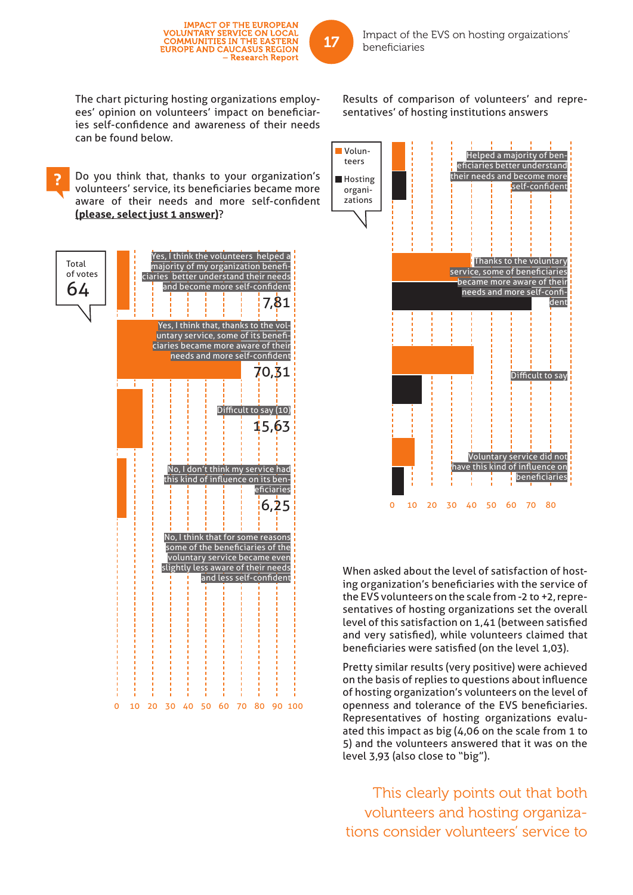The chart picturing hosting organizations employees' opinion on volunteers' impact on beneficiaries self-confidence and awareness of their needs can be found below.

Do you think that, thanks to your organization's volunteers' service, its beneficiaries became more aware of their needs and more self-confident **(please, select just 1 answer)**?

Total of votes 64

| Answer | % |
|---|---|
| Yes, I think the volunteers helped a majority of my organization beneficiaries better understand their needs and become more self-confident | 7,81 |
| Yes, I think that, thanks to the voluntary service, some of its beneficiaries became more aware of their needs and more self-confident | 70,31 |
| Difficult to say (10) | 15,63 |
| No, I don't think my service had this kind of influence on its beneficiaries | 6,25 |
| No, I think that for some reasons some of the beneficiaries of the voluntary service became even slightly less aware of their needs and less self-confident | |

Results of comparison of volunteers' and representatives' of hosting institutions answers

Legend: Volunteers; Hosting organizations

- Helped a majority of beneficiaries better understand their needs and become more self-confident
- Thanks to the voluntary service, some of beneficiaries became more aware of their needs and more self-confident
- Difficult to say
- Voluntary service did not have this kind of influence on beneficiaries

When asked about the level of satisfaction of hosting organization's beneficiaries with the service of the EVS volunteers on the scale from -2 to +2, representatives of hosting organizations set the overall level of this satisfaction on 1,41 (between satisfied and very satisfied), while volunteers claimed that beneficiaries were satisfied (on the level 1,03).

Pretty similar results (very positive) were achieved on the basis of replies to questions about influence of hosting organization's volunteers on the level of openness and tolerance of the EVS beneficiaries. Representatives of hosting organizations evaluated this impact as big (4,06 on the scale from 1 to 5) and the volunteers answered that it was on the level 3,93 (also close to "big").

This clearly points out that both volunteers and hosting organizations consider volunteers' service to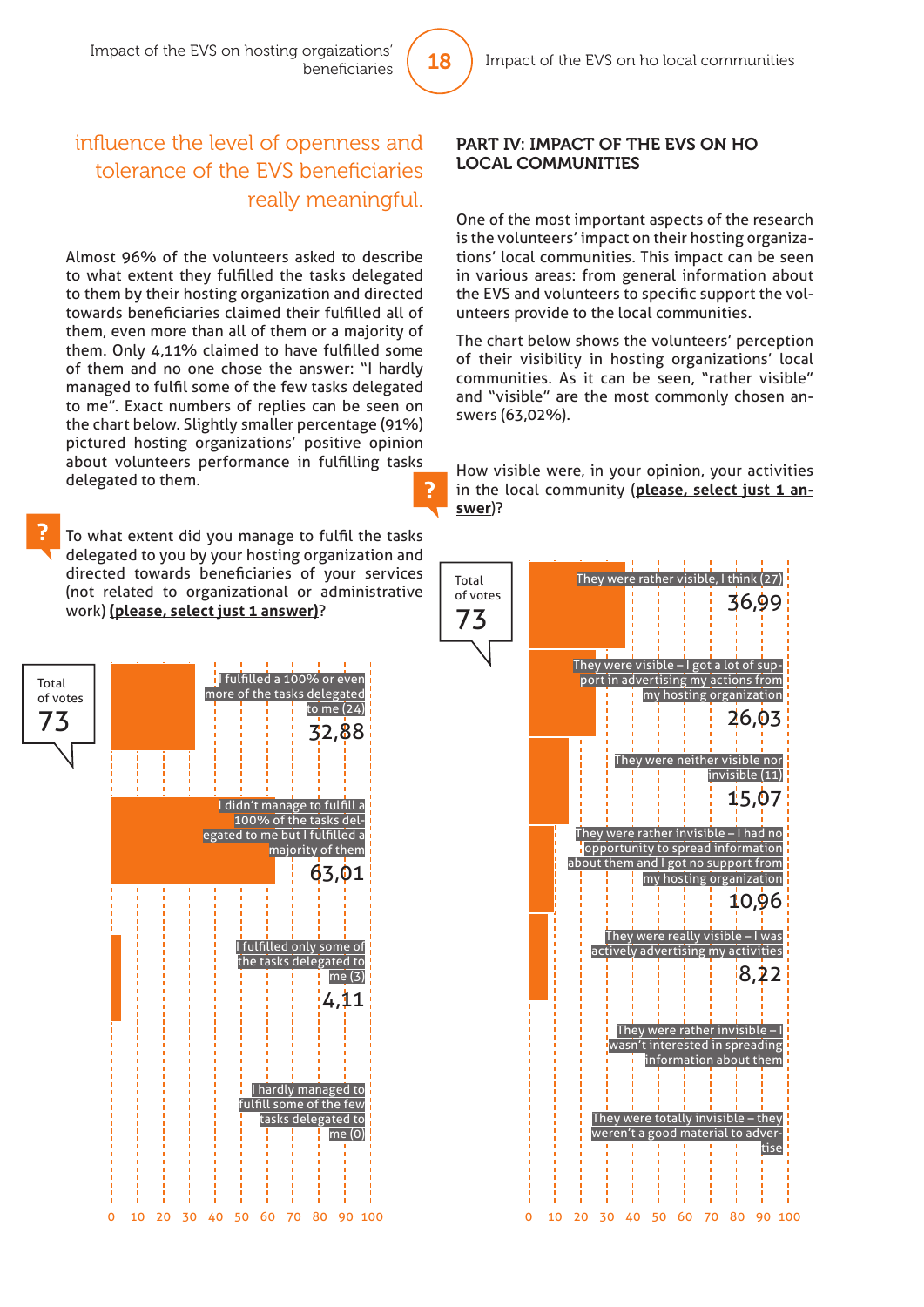influence the level of openness and tolerance of the EVS beneficiaries really meaningful.

Almost 96% of the volunteers asked to describe to what extent they fulfilled the tasks delegated to them by their hosting organization and directed towards beneficiaries claimed their fulfilled all of them, even more than all of them or a majority of them. Only 4,11% claimed to have fulfilled some of them and no one chose the answer: "I hardly managed to fulfil some of the few tasks delegated to me". Exact numbers of replies can be seen on the chart below. Slightly smaller percentage (91%) pictured hosting organizations' positive opinion about volunteers performance in fulfilling tasks delegated to them.

To what extent did you manage to fulfil the tasks delegated to you by your hosting organization and directed towards beneficiaries of your services (not related to organizational or administrative work) **(please, select just 1 answer)**?

Total of votes: 73

| Answer | % |
|---|---|
| I fulfilled a 100% or even more of the tasks delegated to me (24) | 32,88 |
| I didn't manage to fulfill a 100% of the tasks delegated to me but I fulfilled a majority of them | 63,01 |
| I fulfilled only some of the tasks delegated to me (3) | 4,11 |
| I hardly managed to fulfil some of the few tasks delegated to me (0) | |

## PART IV: IMPACT OF THE EVS ON HO LOCAL COMMUNITIES

One of the most important aspects of the research is the volunteers' impact on their hosting organizations' local communities. This impact can be seen in various areas: from general information about the EVS and volunteers to specific support the volunteers provide to the local communities.

The chart below shows the volunteers' perception of their visibility in hosting organizations' local communities. As it can be seen, "rather visible" and "visible" are the most commonly chosen answers (63,02%).

How visible were, in your opinion, your activities in the local community (**please, select just 1 answer**)?

Total of votes: 73

| Answer | % |
|---|---|
| They were rather visible, I think (27) | 36,99 |
| They were visible – I got a lot of support in advertising my actions from my hosting organization | 26,03 |
| They were neither visible nor invisible (11) | 15,07 |
| They were rather invisible – I had no opportunity to spread information about them and I got no support from my hosting organization | 10,96 |
| They were really visible – I was actively advertising my activities | 8,22 |
| They were rather invisible – I wasn't interested in spreading information about them | |
| They were totally invisible – they weren't a good material to advertise | |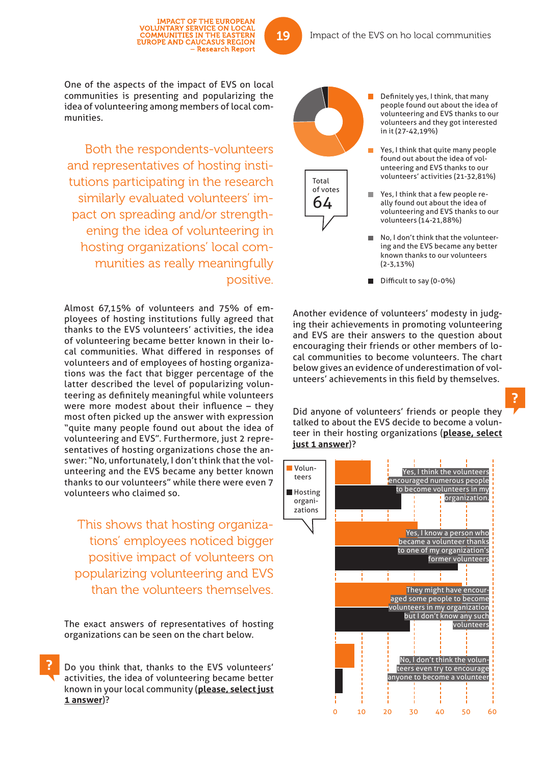One of the aspects of the impact of EVS on local communities is presenting and popularizing the idea of volunteering among members of local communities.

> Both the respondents-volunteers and representatives of hosting institutions participating in the research similarly evaluated volunteers' impact on spreading and/or strengthening the idea of volunteering in hosting organizations' local communities as really meaningfully positive.

Almost 67,15% of volunteers and 75% of employees of hosting institutions fully agreed that thanks to the EVS volunteers' activities, the idea of volunteering became better known in their local communities. What differed in responses of volunteers and of employees of hosting organizations was the fact that bigger percentage of the latter described the level of popularizing volunteering as definitely meaningful while volunteers were more modest about their influence – they most often picked up the answer with expression "quite many people found out about the idea of volunteering and EVS". Furthermore, just 2 representatives of hosting organizations chose the answer: "No, unfortunately, I don't think that the volunteering and the EVS became any better known thanks to our volunteers" while there were even 7 volunteers who claimed so.

> This shows that hosting organizations' employees noticed bigger positive impact of volunteers on popularizing volunteering and EVS than the volunteers themselves.

The exact answers of representatives of hosting organizations can be seen on the chart below.

Do you think that, thanks to the EVS volunteers' activities, the idea of volunteering became better known in your local community (**please, select just 1 answer**)?

Total of votes: 64

- Definitely yes, I think, that many people found out about the idea of volunteering and EVS thanks to our volunteers and they got interested in it (27-42,19%)
- Yes, I think that quite many people found out about the idea of volunteering and EVS thanks to our volunteers' activities (21-32,81%)
- Yes, I think that a few people really found out about the idea of volunteering and EVS thanks to our volunteers (14-21,88%)
- No, I don't think that the volunteering and the EVS became any better known thanks to our volunteers (2-3,13%)
- Difficult to say (0-0%)

Another evidence of volunteers' modesty in judging their achievements in promoting volunteering and EVS are their answers to the question about encouraging their friends or other members of local communities to become volunteers. The chart below gives an evidence of underestimation of volunteers' achievements in this field by themselves.

Did anyone of volunteers' friends or people they talked to about the EVS decide to become a volunteer in their hosting organizations (**please, select just 1 answer**)?

Legend: Volunteers; Hosting organizations

Answers:
- Yes, I think the volunteers encouraged numerous people to become volunteers in my organization.
- Yes, I know a person who became a volunteer thanks to one of my organization's former volunteers
- They might have encouraged some people to become volunteers in my organization but I don't know any such volunteers
- No, I don't think the volunteers even try to encourage anyone to become a volunteer

Axis: 0, 10, 20, 30, 40, 50, 60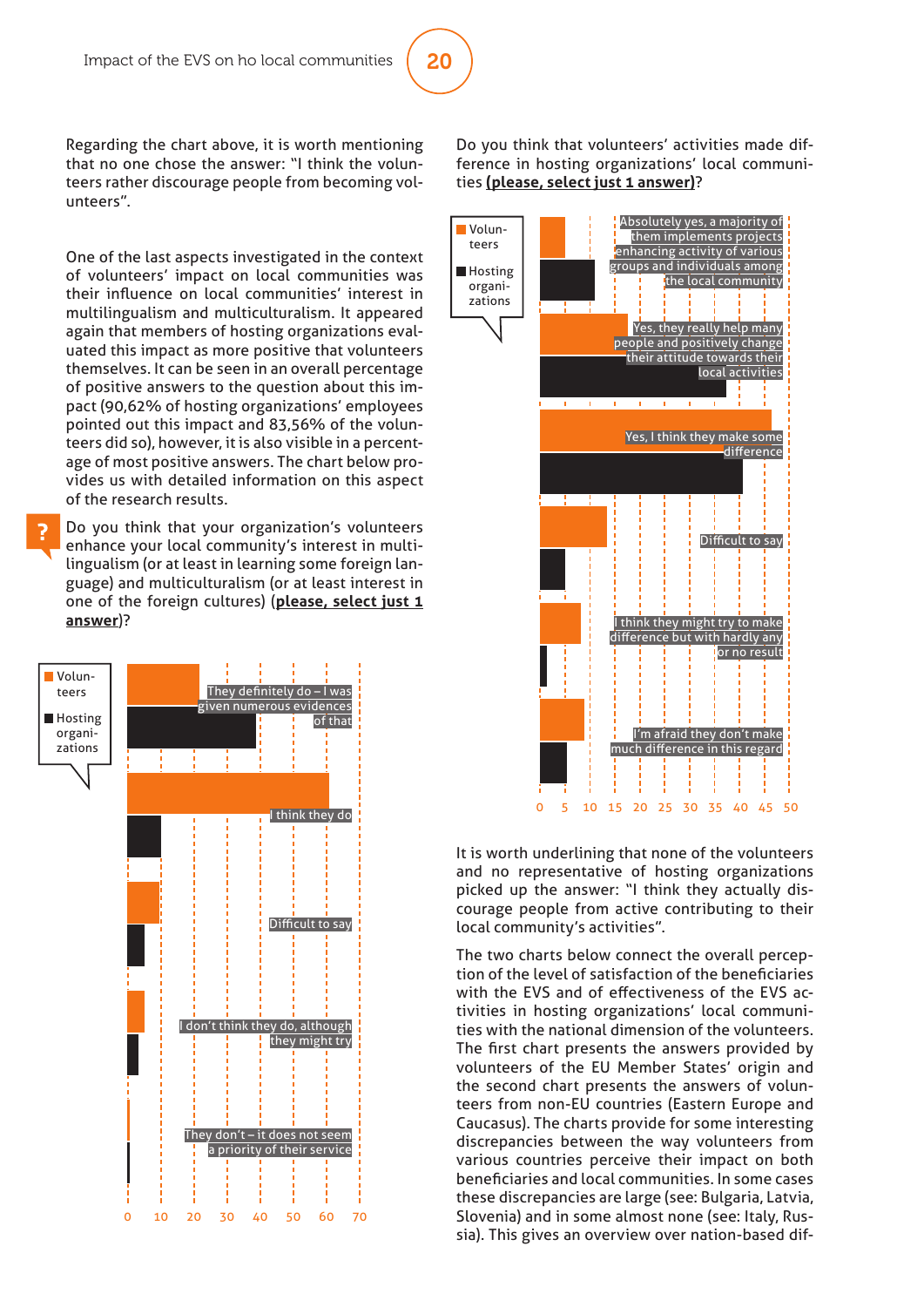Regarding the chart above, it is worth mentioning that no one chose the answer: "I think the volunteers rather discourage people from becoming volunteers".

One of the last aspects investigated in the context of volunteers' impact on local communities was their influence on local communities' interest in multilingualism and multiculturalism. It appeared again that members of hosting organizations evaluated this impact as more positive that volunteers themselves. It can be seen in an overall percentage of positive answers to the question about this impact (90,62% of hosting organizations' employees pointed out this impact and 83,56% of the volunteers did so), however, it is also visible in a percentage of most positive answers. The chart below provides us with detailed information on this aspect of the research results.

Do you think that your organization's volunteers enhance your local community's interest in multilingualism (or at least in learning some foreign language) and multiculturalism (or at least interest in one of the foreign cultures) (**please, select just 1 answer**)?

Volunteers / Hosting organizations

- They definitely do – I was given numerous evidences of that
- I think they do
- Difficult to say
- I don't think they do, although they might try
- They don't – it does not seem a priority of their service

0 10 20 30 40 50 60 70

Do you think that volunteers' activities made difference in hosting organizations' local communities (**please, select just 1 answer**)?

Volunteers / Hosting organizations

- Absolutely yes, a majority of them implements projects enhancing activity of various groups and individuals among the local community
- Yes, they really help many people and positively change their attitude towards their local activities
- Yes, I think they make some difference
- Difficult to say
- I think they might try to make difference but with hardly any or no result
- I'm afraid they don't make much difference in this regard

0 5 10 15 20 25 30 35 40 45 50

It is worth underlining that none of the volunteers and no representative of hosting organizations picked up the answer: "I think they actually discourage people from active contributing to their local community's activities".

The two charts below connect the overall perception of the level of satisfaction of the beneficiaries with the EVS and of effectiveness of the EVS activities in hosting organizations' local communities with the national dimension of the volunteers. The first chart presents the answers provided by volunteers of the EU Member States' origin and the second chart presents the answers of volunteers from non-EU countries (Eastern Europe and Caucasus). The charts provide for some interesting discrepancies between the way volunteers from various countries perceive their impact on both beneficiaries and local communities. In some cases these discrepancies are large (see: Bulgaria, Latvia, Slovenia) and in some almost none (see: Italy, Russia). This gives an overview over nation-based dif-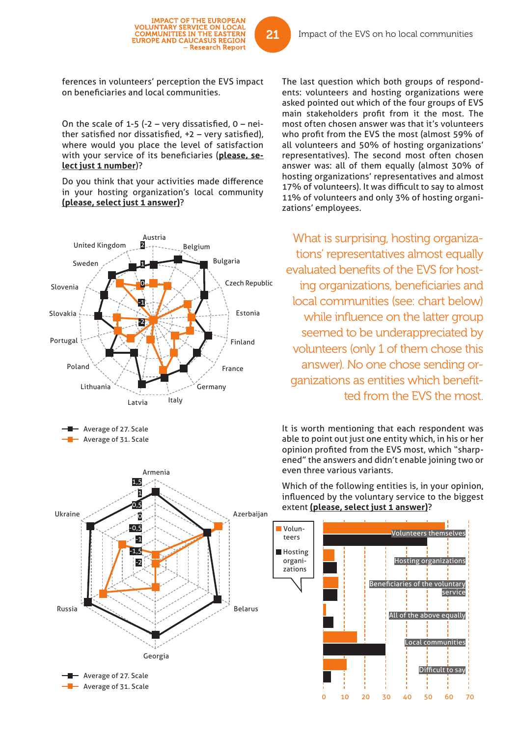ferences in volunteers' perception the EVS impact on beneficiaries and local communities.

On the scale of 1-5 (-2 – very dissatisfied, 0 – neither satisfied nor dissatisfied, +2 – very satisfied), where would you place the level of satisfaction with your service of its beneficiaries (**please, select just 1 number**)?

Do you think that your activities made difference in your hosting organization's local community **(please, select just 1 answer)**?

United Kingdom, Austria, Belgium, Bulgaria, Czech Republic, Estonia, Finland, France, Germany, Italy, Latvia, Lithuania, Poland, Portugal, Slovakia, Slovenia, Sweden

Average of 27. Scale
Average of 31. Scale

Armenia, Azerbaijan, Belarus, Georgia, Russia, Ukraine

Average of 27. Scale
Average of 31. Scale

The last question which both groups of respondents: volunteers and hosting organizations were asked pointed out which of the four groups of EVS main stakeholders profit from it the most. The most often chosen answer was that it's volunteers who profit from the EVS the most (almost 59% of all volunteers and 50% of hosting organizations' representatives). The second most often chosen answer was: all of them equally (almost 30% of hosting organizations' representatives and almost 17% of volunteers). It was difficult to say to almost 11% of volunteers and only 3% of hosting organizations' employees.

What is surprising, hosting organizations' representatives almost equally evaluated benefits of the EVS for hosting organizations, beneficiaries and local communities (see: chart below) while influence on the latter group seemed to be underappreciated by volunteers (only 1 of them chose this answer). No one chose sending organizations as entities which benefitted from the EVS the most.

It is worth mentioning that each respondent was able to point out just one entity which, in his or her opinion profited from the EVS most, which "sharpened" the answers and didn't enable joining two or even three various variants.

Which of the following entities is, in your opinion, influenced by the voluntary service to the biggest extent **(please, select just 1 answer)**?

Volunteers
Hosting organizations

Volunteers themselves
Hosting organizations
Beneficiaries of the voluntary service
All of the above equally
Local communities
Difficult to say

0 10 20 30 40 50 60 70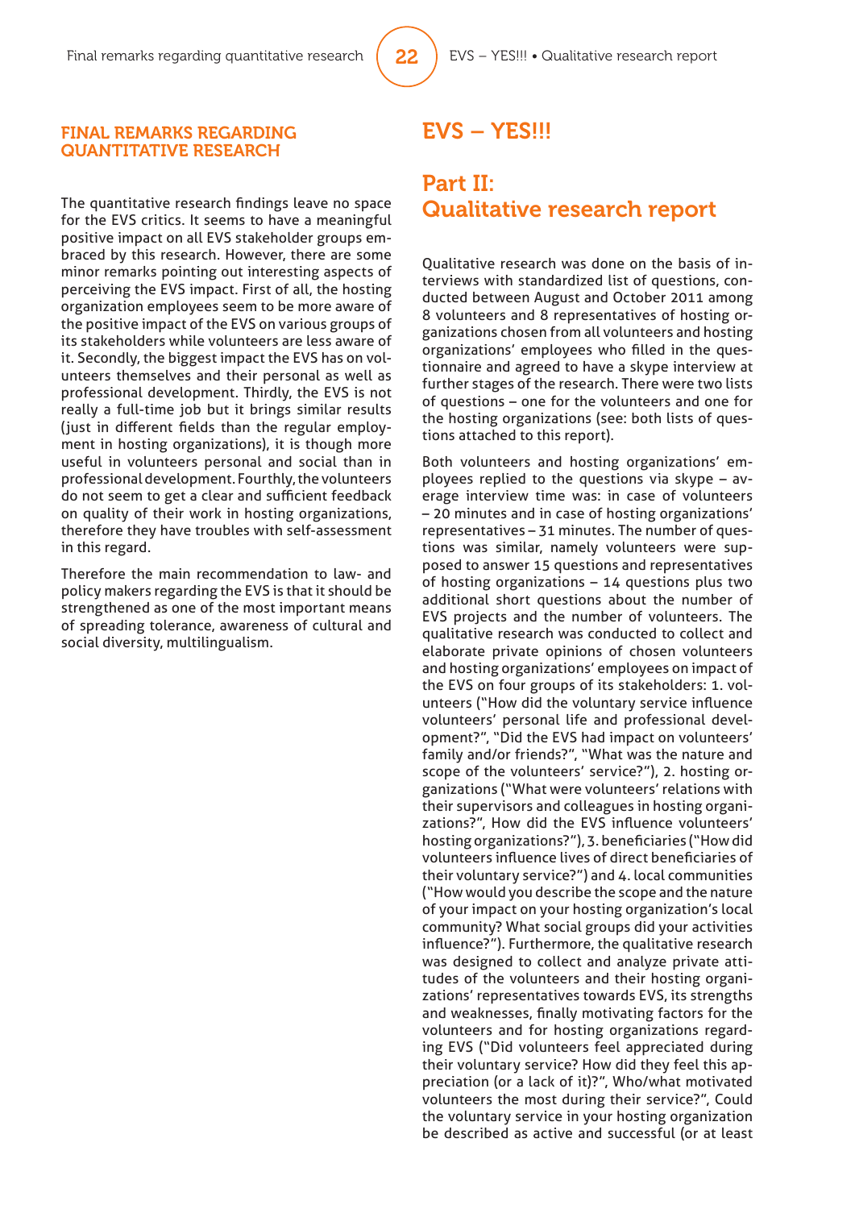## FINAL REMARKS REGARDING QUANTITATIVE RESEARCH

The quantitative research findings leave no space for the EVS critics. It seems to have a meaningful positive impact on all EVS stakeholder groups embraced by this research. However, there are some minor remarks pointing out interesting aspects of perceiving the EVS impact. First of all, the hosting organization employees seem to be more aware of the positive impact of the EVS on various groups of its stakeholders while volunteers are less aware of it. Secondly, the biggest impact the EVS has on volunteers themselves and their personal as well as professional development. Thirdly, the EVS is not really a full-time job but it brings similar results (just in different fields than the regular employment in hosting organizations), it is though more useful in volunteers personal and social than in professional development. Fourthly, the volunteers do not seem to get a clear and sufficient feedback on quality of their work in hosting organizations, therefore they have troubles with self-assessment in this regard.

Therefore the main recommendation to law- and policy makers regarding the EVS is that it should be strengthened as one of the most important means of spreading tolerance, awareness of cultural and social diversity, multilingualism.

# EVS – YES!!!

## Part II: Qualitative research report

Qualitative research was done on the basis of interviews with standardized list of questions, conducted between August and October 2011 among 8 volunteers and 8 representatives of hosting organizations chosen from all volunteers and hosting organizations' employees who filled in the questionnaire and agreed to have a skype interview at further stages of the research. There were two lists of questions – one for the volunteers and one for the hosting organizations (see: both lists of questions attached to this report).

Both volunteers and hosting organizations' employees replied to the questions via skype – average interview time was: in case of volunteers – 20 minutes and in case of hosting organizations' representatives – 31 minutes. The number of questions was similar, namely volunteers were supposed to answer 15 questions and representatives of hosting organizations – 14 questions plus two additional short questions about the number of EVS projects and the number of volunteers. The qualitative research was conducted to collect and elaborate private opinions of chosen volunteers and hosting organizations' employees on impact of the EVS on four groups of its stakeholders: 1. volunteers ("How did the voluntary service influence volunteers' personal life and professional development?", "Did the EVS had impact on volunteers' family and/or friends?", "What was the nature and scope of the volunteers' service?"), 2. hosting organizations ("What were volunteers' relations with their supervisors and colleagues in hosting organizations?", How did the EVS influence volunteers' hosting organizations?"), 3. beneficiaries ("How did volunteers influence lives of direct beneficiaries of their voluntary service?") and 4. local communities ("How would you describe the scope and the nature of your impact on your hosting organization's local community? What social groups did your activities influence?"). Furthermore, the qualitative research was designed to collect and analyze private attitudes of the volunteers and their hosting organizations' representatives towards EVS, its strengths and weaknesses, finally motivating factors for the volunteers and for hosting organizations regarding EVS ("Did volunteers feel appreciated during their voluntary service? How did they feel this appreciation (or a lack of it)?", Who/what motivated volunteers the most during their service?", Could the voluntary service in your hosting organization be described as active and successful (or at least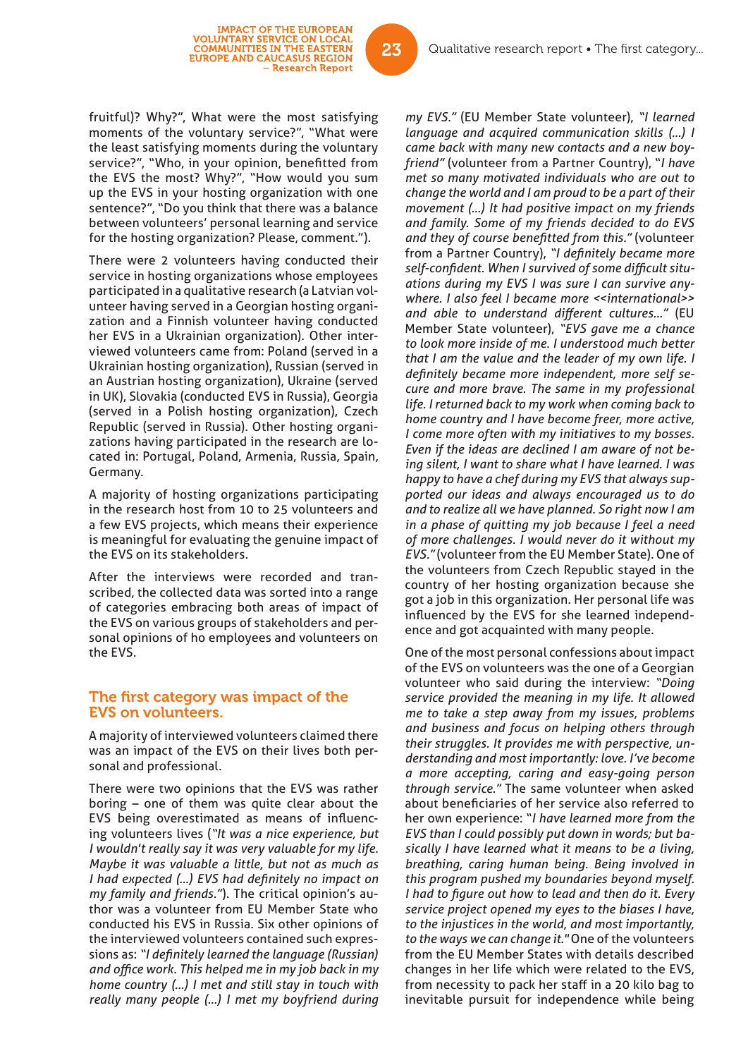fruitful)? Why?", What were the most satisfying moments of the voluntary service?", "What were the least satisfying moments during the voluntary service?", "Who, in your opinion, benefitted from the EVS the most? Why?", "How would you sum up the EVS in your hosting organization with one sentence?", "Do you think that there was a balance between volunteers' personal learning and service for the hosting organization? Please, comment.").

There were 2 volunteers having conducted their service in hosting organizations whose employees participated in a qualitative research (a Latvian volunteer having served in a Georgian hosting organization and a Finnish volunteer having conducted her EVS in a Ukrainian organization). Other interviewed volunteers came from: Poland (served in a Ukrainian hosting organization), Russian (served in an Austrian hosting organization), Ukraine (served in UK), Slovakia (conducted EVS in Russia), Georgia (served in a Polish hosting organization), Czech Republic (served in Russia). Other hosting organizations having participated in the research are located in: Portugal, Poland, Armenia, Russia, Spain, Germany.

A majority of hosting organizations participating in the research host from 10 to 25 volunteers and a few EVS projects, which means their experience is meaningful for evaluating the genuine impact of the EVS on its stakeholders.

After the interviews were recorded and transcribed, the collected data was sorted into a range of categories embracing both areas of impact of the EVS on various groups of stakeholders and personal opinions of ho employees and volunteers on the EVS.

## The first category was impact of the EVS on volunteers.

A majority of interviewed volunteers claimed there was an impact of the EVS on their lives both personal and professional.

There were two opinions that the EVS was rather boring – one of them was quite clear about the EVS being overestimated as means of influencing volunteers lives (*"It was a nice experience, but I wouldn't really say it was very valuable for my life. Maybe it was valuable a little, but not as much as I had expected (...) EVS had definitely no impact on my family and friends."*). The critical opinion's author was a volunteer from EU Member State who conducted his EVS in Russia. Six other opinions of the interviewed volunteers contained such expressions as: *"I definitely learned the language (Russian) and office work. This helped me in my job back in my home country (...) I met and still stay in touch with really many people (...) I met my boyfriend during my EVS."* (EU Member State volunteer), *"I learned language and acquired communication skills (...) I came back with many new contacts and a new boyfriend"* (volunteer from a Partner Country), *"I have met so many motivated individuals who are out to change the world and I am proud to be a part of their movement (...) It had positive impact on my friends and family. Some of my friends decided to do EVS and they of course benefitted from this."* (volunteer from a Partner Country), *"I definitely became more self-confident. When I survived of some difficult situations during my EVS I was sure I can survive anywhere. I also feel I became more <<international>> and able to understand different cultures..."* (EU Member State volunteer), *"EVS gave me a chance to look more inside of me. I understood much better that I am the value and the leader of my own life. I definitely became more independent, more self secure and more brave. The same in my professional life. I returned back to my work when coming back to home country and I have become freer, more active, I come more often with my initiatives to my bosses. Even if the ideas are declined I am aware of not being silent, I want to share what I have learned. I was happy to have a chef during my EVS that always supported our ideas and always encouraged us to do and to realize all we have planned. So right now I am in a phase of quitting my job because I feel a need of more challenges. I would never do it without my EVS."* (volunteer from the EU Member State). One of the volunteers from Czech Republic stayed in the country of her hosting organization because she got a job in this organization. Her personal life was influenced by the EVS for she learned independence and got acquainted with many people.

One of the most personal confessions about impact of the EVS on volunteers was the one of a Georgian volunteer who said during the interview: *"Doing service provided the meaning in my life. It allowed me to take a step away from my issues, problems and business and focus on helping others through their struggles. It provides me with perspective, understanding and most importantly: love. I've become a more accepting, caring and easy-going person through service."* The same volunteer when asked about beneficiaries of her service also referred to her own experience: *"I have learned more from the EVS than I could possibly put down in words; but basically I have learned what it means to be a living, breathing, caring human being. Being involved in this program pushed my boundaries beyond myself. I had to figure out how to lead and then do it. Every service project opened my eyes to the biases I have, to the injustices in the world, and most importantly, to the ways we can change it."* One of the volunteers from the EU Member States with details described changes in her life which were related to the EVS, from necessity to pack her staff in a 20 kilo bag to inevitable pursuit for independence while being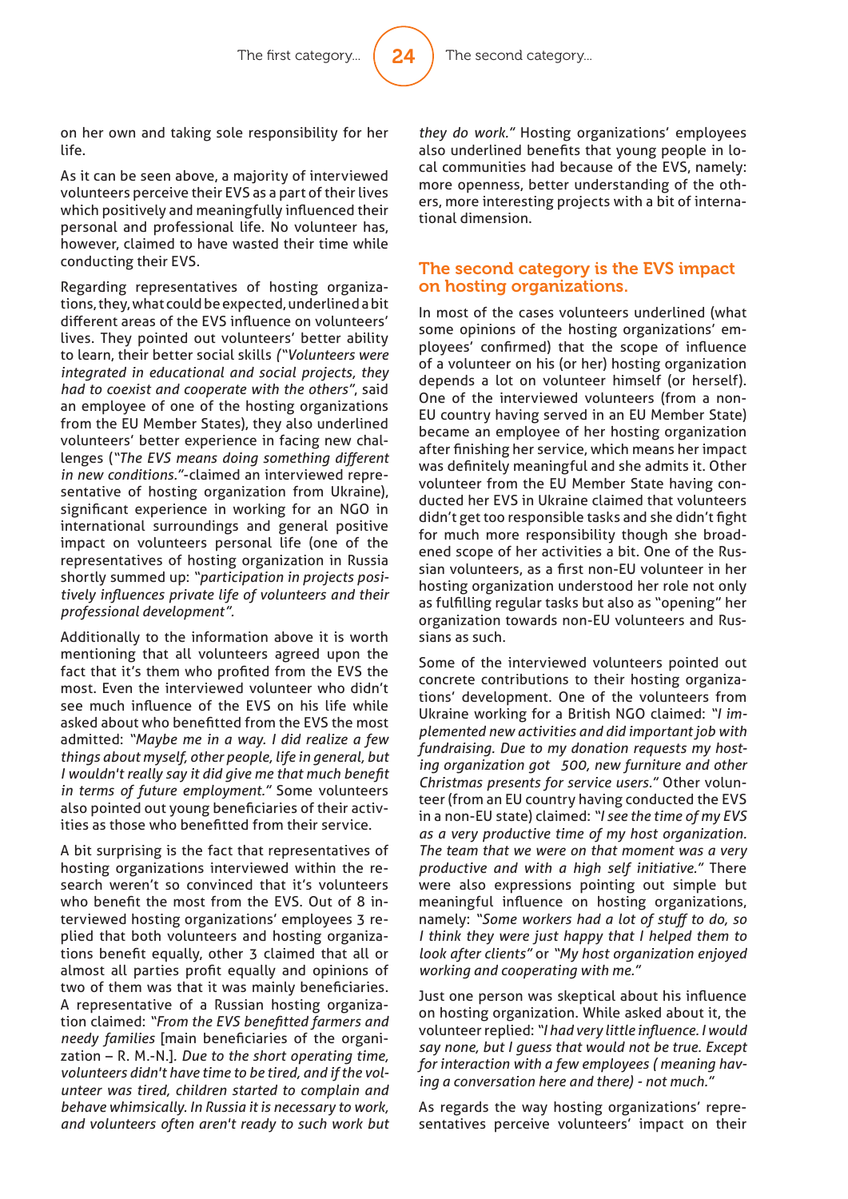on her own and taking sole responsibility for her life.

As it can be seen above, a majority of interviewed volunteers perceive their EVS as a part of their lives which positively and meaningfully influenced their personal and professional life. No volunteer has, however, claimed to have wasted their time while conducting their EVS.

Regarding representatives of hosting organizations, they, what could be expected, underlined a bit different areas of the EVS influence on volunteers' lives. They pointed out volunteers' better ability to learn, their better social skills *("Volunteers were integrated in educational and social projects, they had to coexist and cooperate with the others"*, said an employee of one of the hosting organizations from the EU Member States), they also underlined volunteers' better experience in facing new challenges (*"The EVS means doing something different in new conditions."*-claimed an interviewed representative of hosting organization from Ukraine), significant experience in working for an NGO in international surroundings and general positive impact on volunteers personal life (one of the representatives of hosting organization in Russia shortly summed up: *"participation in projects positively influences private life of volunteers and their professional development".*

Additionally to the information above it is worth mentioning that all volunteers agreed upon the fact that it's them who profited from the EVS the most. Even the interviewed volunteer who didn't see much influence of the EVS on his life while asked about who benefitted from the EVS the most admitted: *"Maybe me in a way. I did realize a few things about myself, other people, life in general, but I wouldn't really say it did give me that much benefit in terms of future employment."* Some volunteers also pointed out young beneficiaries of their activities as those who benefitted from their service.

A bit surprising is the fact that representatives of hosting organizations interviewed within the research weren't so convinced that it's volunteers who benefit the most from the EVS. Out of 8 interviewed hosting organizations' employees 3 replied that both volunteers and hosting organizations benefit equally, other 3 claimed that all or almost all parties profit equally and opinions of two of them was that it was mainly beneficiaries. A representative of a Russian hosting organization claimed: *"From the EVS benefitted farmers and needy families* [main beneficiaries of the organization – R. M.-N.]. *Due to the short operating time, volunteers didn't have time to be tired, and if the volunteer was tired, children started to complain and behave whimsically. In Russia it is necessary to work, and volunteers often aren't ready to such work but they do work."* Hosting organizations' employees also underlined benefits that young people in local communities had because of the EVS, namely: more openness, better understanding of the others, more interesting projects with a bit of international dimension.

## The second category is the EVS impact on hosting organizations.

In most of the cases volunteers underlined (what some opinions of the hosting organizations' employees' confirmed) that the scope of influence of a volunteer on his (or her) hosting organization depends a lot on volunteer himself (or herself). One of the interviewed volunteers (from a non-EU country having served in an EU Member State) became an employee of her hosting organization after finishing her service, which means her impact was definitely meaningful and she admits it. Other volunteer from the EU Member State having conducted her EVS in Ukraine claimed that volunteers didn't get too responsible tasks and she didn't fight for much more responsibility though she broadened scope of her activities a bit. One of the Russian volunteers, as a first non-EU volunteer in her hosting organization understood her role not only as fulfilling regular tasks but also as "opening" her organization towards non-EU volunteers and Russians as such.

Some of the interviewed volunteers pointed out concrete contributions to their hosting organizations' development. One of the volunteers from Ukraine working for a British NGO claimed: *"I implemented new activities and did important job with fundraising. Due to my donation requests my hosting organization got  500, new furniture and other Christmas presents for service users."* Other volunteer (from an EU country having conducted the EVS in a non-EU state) claimed: *"I see the time of my EVS as a very productive time of my host organization. The team that we were on that moment was a very productive and with a high self initiative."* There were also expressions pointing out simple but meaningful influence on hosting organizations, namely: *"Some workers had a lot of stuff to do, so I think they were just happy that I helped them to look after clients"* or *"My host organization enjoyed working and cooperating with me."*

Just one person was skeptical about his influence on hosting organization. While asked about it, the volunteer replied: *"I had very little influence. I would say none, but I guess that would not be true. Except for interaction with a few employees ( meaning having a conversation here and there) - not much."*

As regards the way hosting organizations' representatives perceive volunteers' impact on their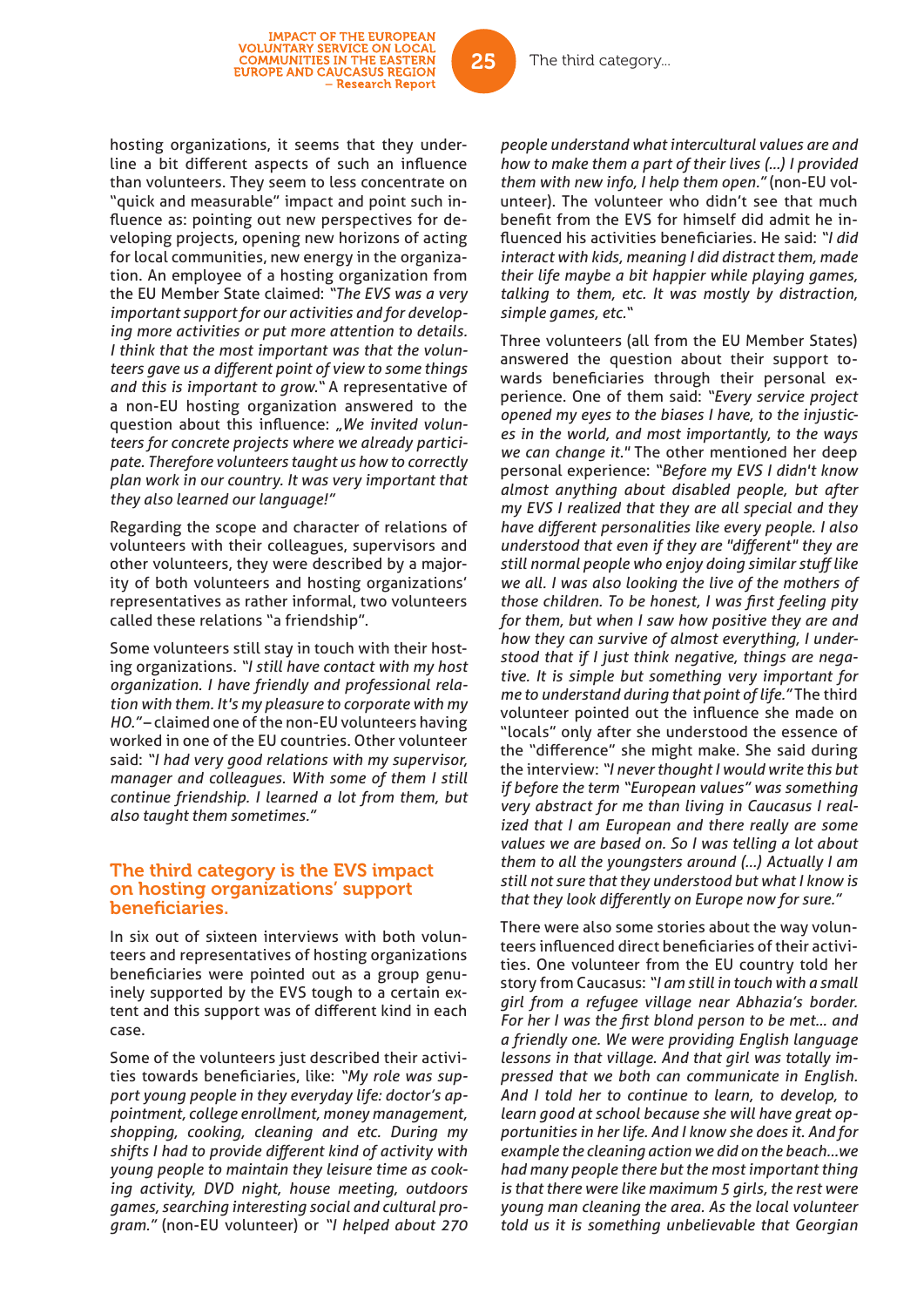hosting organizations, it seems that they underline a bit different aspects of such an influence than volunteers. They seem to less concentrate on "quick and measurable" impact and point such influence as: pointing out new perspectives for developing projects, opening new horizons of acting for local communities, new energy in the organization. An employee of a hosting organization from the EU Member State claimed: *"The EVS was a very important support for our activities and for developing more activities or put more attention to details. I think that the most important was that the volunteers gave us a different point of view to some things and this is important to grow."* A representative of a non-EU hosting organization answered to the question about this influence: *„We invited volunteers for concrete projects where we already participate. Therefore volunteers taught us how to correctly plan work in our country. It was very important that they also learned our language!"*

Regarding the scope and character of relations of volunteers with their colleagues, supervisors and other volunteers, they were described by a majority of both volunteers and hosting organizations' representatives as rather informal, two volunteers called these relations "a friendship".

Some volunteers still stay in touch with their hosting organizations. *"I still have contact with my host organization. I have friendly and professional relation with them. It's my pleasure to corporate with my HO."* – claimed one of the non-EU volunteers having worked in one of the EU countries. Other volunteer said: *"I had very good relations with my supervisor, manager and colleagues. With some of them I still continue friendship. I learned a lot from them, but also taught them sometimes."*

## The third category is the EVS impact on hosting organizations' support beneficiaries.

In six out of sixteen interviews with both volunteers and representatives of hosting organizations beneficiaries were pointed out as a group genuinely supported by the EVS tough to a certain extent and this support was of different kind in each case.

Some of the volunteers just described their activities towards beneficiaries, like: *"My role was support young people in they everyday life: doctor's appointment, college enrollment, money management, shopping, cooking, cleaning and etc. During my shifts I had to provide different kind of activity with young people to maintain they leisure time as cooking activity, DVD night, house meeting, outdoors games, searching interesting social and cultural program."* (non-EU volunteer) or *"I helped about 270 people understand what intercultural values are and how to make them a part of their lives (...) I provided them with new info, I help them open."* (non-EU volunteer). The volunteer who didn't see that much benefit from the EVS for himself did admit he influenced his activities beneficiaries. He said: *"I did interact with kids, meaning I did distract them, made their life maybe a bit happier while playing games, talking to them, etc. It was mostly by distraction, simple games, etc."*

Three volunteers (all from the EU Member States) answered the question about their support towards beneficiaries through their personal experience. One of them said: *"Every service project opened my eyes to the biases I have, to the injustices in the world, and most importantly, to the ways we can change it."* The other mentioned her deep personal experience: *"Before my EVS I didn't know almost anything about disabled people, but after my EVS I realized that they are all special and they have different personalities like every people. I also understood that even if they are "different" they are still normal people who enjoy doing similar stuff like we all. I was also looking the live of the mothers of those children. To be honest, I was first feeling pity for them, but when I saw how positive they are and how they can survive of almost everything, I understood that if I just think negative, things are negative. It is simple but something very important for me to understand during that point of life."* The third volunteer pointed out the influence she made on "locals" only after she understood the essence of the "difference" she might make. She said during the interview: *"I never thought I would write this but if before the term "European values" was something very abstract for me than living in Caucasus I realized that I am European and there really are some values we are based on. So I was telling a lot about them to all the youngsters around (...) Actually I am still not sure that they understood but what I know is that they look differently on Europe now for sure."*

There were also some stories about the way volunteers influenced direct beneficiaries of their activities. One volunteer from the EU country told her story from Caucasus: *"I am still in touch with a small girl from a refugee village near Abhazia's border. For her I was the first blond person to be met... and a friendly one. We were providing English language lessons in that village. And that girl was totally impressed that we both can communicate in English. And I told her to continue to learn, to develop, to learn good at school because she will have great opportunities in her life. And I know she does it. And for example the cleaning action we did on the beach...we had many people there but the most important thing is that there were like maximum 5 girls, the rest were young man cleaning the area. As the local volunteer told us it is something unbelievable that Georgian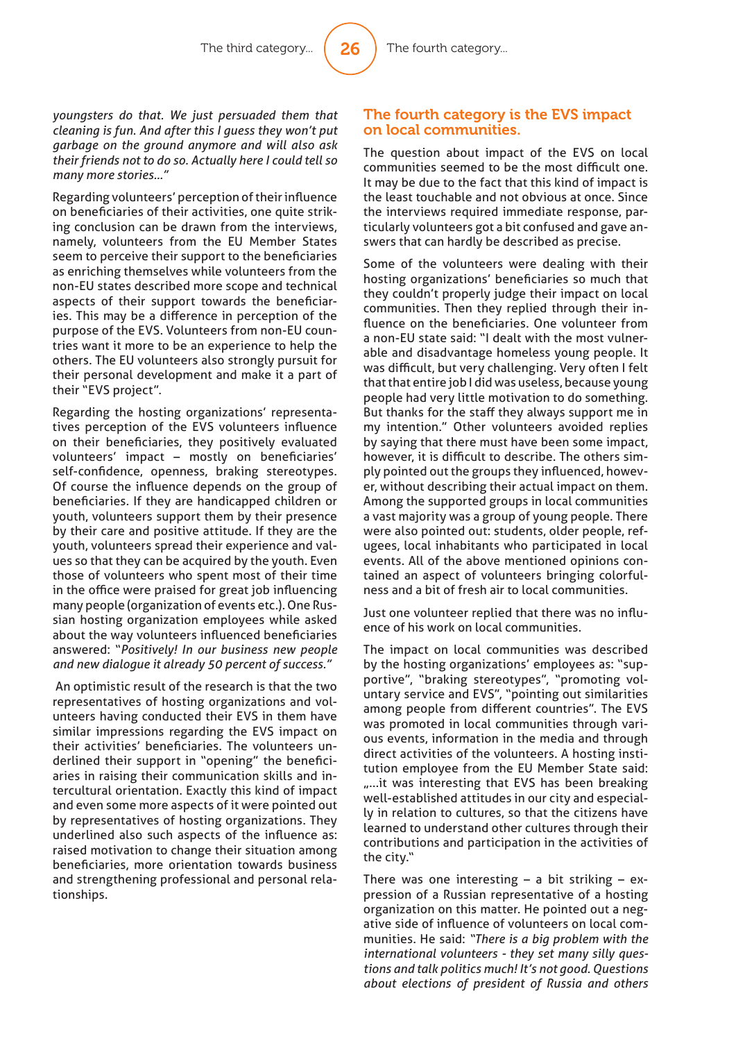*youngsters do that. We just persuaded them that cleaning is fun. And after this I guess they won't put garbage on the ground anymore and will also ask their friends not to do so. Actually here I could tell so many more stories..."*

Regarding volunteers' perception of their influence on beneficiaries of their activities, one quite striking conclusion can be drawn from the interviews, namely, volunteers from the EU Member States seem to perceive their support to the beneficiaries as enriching themselves while volunteers from the non-EU states described more scope and technical aspects of their support towards the beneficiaries. This may be a difference in perception of the purpose of the EVS. Volunteers from non-EU countries want it more to be an experience to help the others. The EU volunteers also strongly pursuit for their personal development and make it a part of their "EVS project".

Regarding the hosting organizations' representatives perception of the EVS volunteers influence on their beneficiaries, they positively evaluated volunteers' impact – mostly on beneficiaries' self-confidence, openness, braking stereotypes. Of course the influence depends on the group of beneficiaries. If they are handicapped children or youth, volunteers support them by their presence by their care and positive attitude. If they are the youth, volunteers spread their experience and values so that they can be acquired by the youth. Even those of volunteers who spent most of their time in the office were praised for great job influencing many people (organization of events etc.). One Russian hosting organization employees while asked about the way volunteers influenced beneficiaries answered: "*Positively! In our business new people and new dialogue it already 50 percent of success."*

An optimistic result of the research is that the two representatives of hosting organizations and volunteers having conducted their EVS in them have similar impressions regarding the EVS impact on their activities' beneficiaries. The volunteers underlined their support in "opening" the beneficiaries in raising their communication skills and intercultural orientation. Exactly this kind of impact and even some more aspects of it were pointed out by representatives of hosting organizations. They underlined also such aspects of the influence as: raised motivation to change their situation among beneficiaries, more orientation towards business and strengthening professional and personal relationships.

## The fourth category is the EVS impact on local communities.

The question about impact of the EVS on local communities seemed to be the most difficult one. It may be due to the fact that this kind of impact is the least touchable and not obvious at once. Since the interviews required immediate response, particularly volunteers got a bit confused and gave answers that can hardly be described as precise.

Some of the volunteers were dealing with their hosting organizations' beneficiaries so much that they couldn't properly judge their impact on local communities. Then they replied through their influence on the beneficiaries. One volunteer from a non-EU state said: "I dealt with the most vulnerable and disadvantage homeless young people. It was difficult, but very challenging. Very often I felt that that entire job I did was useless, because young people had very little motivation to do something. But thanks for the staff they always support me in my intention." Other volunteers avoided replies by saying that there must have been some impact, however, it is difficult to describe. The others simply pointed out the groups they influenced, however, without describing their actual impact on them. Among the supported groups in local communities a vast majority was a group of young people. There were also pointed out: students, older people, refugees, local inhabitants who participated in local events. All of the above mentioned opinions contained an aspect of volunteers bringing colorfulness and a bit of fresh air to local communities.

Just one volunteer replied that there was no influence of his work on local communities.

The impact on local communities was described by the hosting organizations' employees as: "supportive", "braking stereotypes", "promoting voluntary service and EVS", "pointing out similarities among people from different countries". The EVS was promoted in local communities through various events, information in the media and through direct activities of the volunteers. A hosting institution employee from the EU Member State said: „...it was interesting that EVS has been breaking well-established attitudes in our city and especially in relation to cultures, so that the citizens have learned to understand other cultures through their contributions and participation in the activities of the city."

There was one interesting – a bit striking – expression of a Russian representative of a hosting organization on this matter. He pointed out a negative side of influence of volunteers on local communities. He said: *"There is a big problem with the international volunteers - they set many silly questions and talk politics much! It's not good. Questions about elections of president of Russia and others*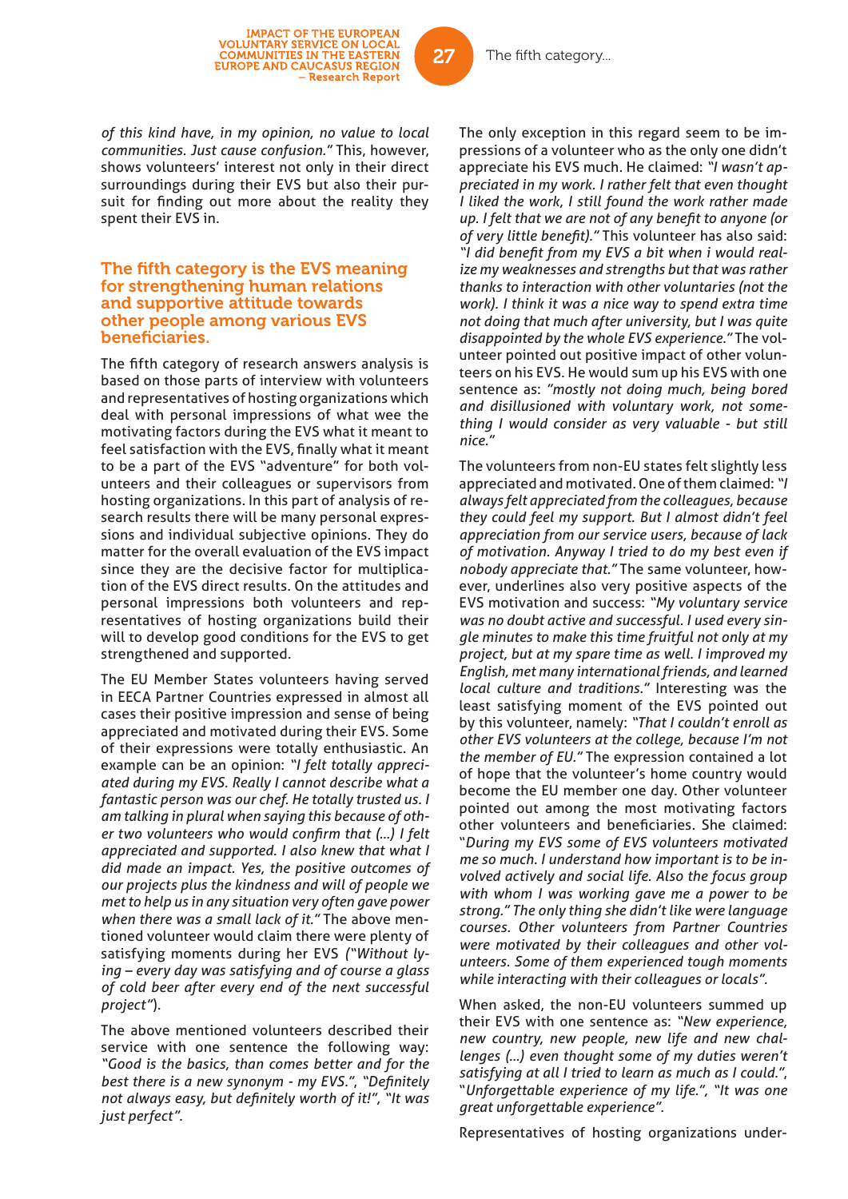of this kind have, in my opinion, no value to local communities. Just cause confusion."* This, however, shows volunteers' interest not only in their direct surroundings during their EVS but also their pursuit for finding out more about the reality they spent their EVS in.

## The fifth category is the EVS meaning for strengthening human relations and supportive attitude towards other people among various EVS beneficiaries.

The fifth category of research answers analysis is based on those parts of interview with volunteers and representatives of hosting organizations which deal with personal impressions of what wee the motivating factors during the EVS what it meant to feel satisfaction with the EVS, finally what it meant to be a part of the EVS "adventure" for both volunteers and their colleagues or supervisors from hosting organizations. In this part of analysis of research results there will be many personal expressions and individual subjective opinions. They do matter for the overall evaluation of the EVS impact since they are the decisive factor for multiplication of the EVS direct results. On the attitudes and personal impressions both volunteers and representatives of hosting organizations build their will to develop good conditions for the EVS to get strengthened and supported.

The EU Member States volunteers having served in EECA Partner Countries expressed in almost all cases their positive impression and sense of being appreciated and motivated during their EVS. Some of their expressions were totally enthusiastic. An example can be an opinion: *"I felt totally appreciated during my EVS. Really I cannot describe what a fantastic person was our chef. He totally trusted us. I am talking in plural when saying this because of other two volunteers who would confirm that (...) I felt appreciated and supported. I also knew that what I did made an impact. Yes, the positive outcomes of our projects plus the kindness and will of people we met to help us in any situation very often gave power when there was a small lack of it."* The above mentioned volunteer would claim there were plenty of satisfying moments during her EVS *("Without lying – every day was satisfying and of course a glass of cold beer after every end of the next successful project")*.

The above mentioned volunteers described their service with one sentence the following way: *"Good is the basics, than comes better and for the best there is a new synonym - my EVS.", "Definitely not always easy, but definitely worth of it!", "It was just perfect".*

The only exception in this regard seem to be impressions of a volunteer who as the only one didn't appreciate his EVS much. He claimed: *"I wasn't appreciated in my work. I rather felt that even thought I liked the work, I still found the work rather made up. I felt that we are not of any benefit to anyone (or of very little benefit)."* This volunteer has also said: *"I did benefit from my EVS a bit when i would realize my weaknesses and strengths but that was rather thanks to interaction with other voluntaries (not the work). I think it was a nice way to spend extra time not doing that much after university, but I was quite disappointed by the whole EVS experience."* The volunteer pointed out positive impact of other volunteers on his EVS. He would sum up his EVS with one sentence as: *"mostly not doing much, being bored and disillusioned with voluntary work, not something I would consider as very valuable - but still nice."*

The volunteers from non-EU states felt slightly less appreciated and motivated. One of them claimed: "*I always felt appreciated from the colleagues, because they could feel my support. But I almost didn't feel appreciation from our service users, because of lack of motivation. Anyway I tried to do my best even if nobody appreciate that."* The same volunteer, however, underlines also very positive aspects of the EVS motivation and success: *"My voluntary service was no doubt active and successful. I used every single minutes to make this time fruitful not only at my project, but at my spare time as well. I improved my English, met many international friends, and learned local culture and traditions."* Interesting was the least satisfying moment of the EVS pointed out by this volunteer, namely: *"That I couldn't enroll as other EVS volunteers at the college, because I'm not the member of EU."* The expression contained a lot of hope that the volunteer's home country would become the EU member one day. Other volunteer pointed out among the most motivating factors other volunteers and beneficiaries. She claimed: "*During my EVS some of EVS volunteers motivated me so much. I understand how important is to be involved actively and social life. Also the focus group with whom I was working gave me a power to be strong." The only thing she didn't like were language courses. Other volunteers from Partner Countries were motivated by their colleagues and other volunteers. Some of them experienced tough moments while interacting with their colleagues or locals".*

When asked, the non-EU volunteers summed up their EVS with one sentence as: *"New experience, new country, new people, new life and new challenges (...) even thought some of my duties weren't satisfying at all I tried to learn as much as I could."*, "*Unforgettable experience of my life.", "It was one great unforgettable experience".*

Representatives of hosting organizations under-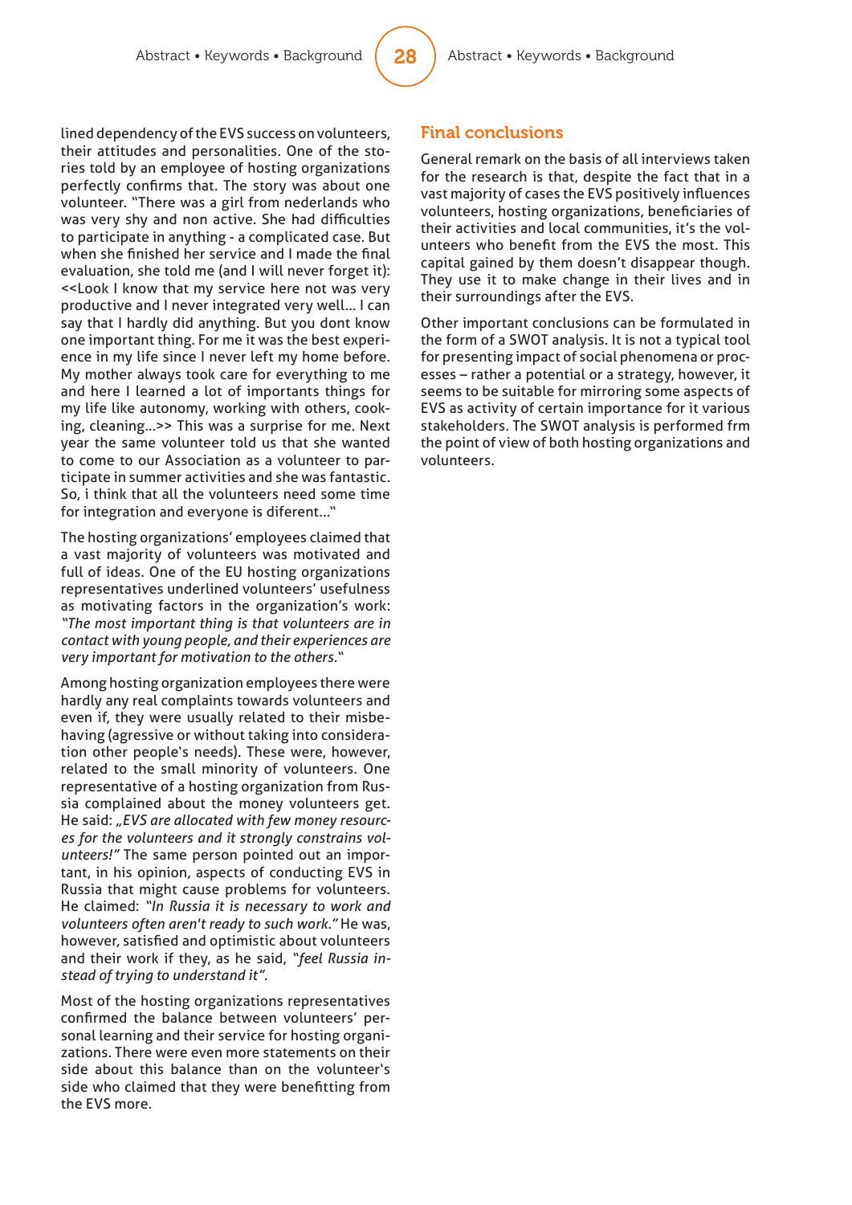lined dependency of the EVS success on volunteers, their attitudes and personalities. One of the stories told by an employee of hosting organizations perfectly confirms that. The story was about one volunteer. "There was a girl from nederlands who was very shy and non active. She had difficulties to participate in anything - a complicated case. But when she finished her service and I made the final evaluation, she told me (and I will never forget it): <<Look I know that my service here not was very productive and I never integrated very well... I can say that I hardly did anything. But you dont know one important thing. For me it was the best experience in my life since I never left my home before. My mother always took care for everything to me and here I learned a lot of importants things for my life like autonomy, working with others, cooking, cleaning...>> This was a surprise for me. Next year the same volunteer told us that she wanted to come to our Association as a volunteer to participate in summer activities and she was fantastic. So, i think that all the volunteers need some time for integration and everyone is diferent..."

The hosting organizations' employees claimed that a vast majority of volunteers was motivated and full of ideas. One of the EU hosting organizations representatives underlined volunteers' usefulness as motivating factors in the organization's work: *"The most important thing is that volunteers are in contact with young people, and their experiences are very important for motivation to the others.*"

Among hosting organization employees there were hardly any real complaints towards volunteers and even if, they were usually related to their misbehaving (agressive or without taking into consideration other people's needs). These were, however, related to the small minority of volunteers. One representative of a hosting organization from Russia complained about the money volunteers get. He said: *„EVS are allocated with few money resources for the volunteers and it strongly constrains volunteers!"* The same person pointed out an important, in his opinion, aspects of conducting EVS in Russia that might cause problems for volunteers. He claimed: *"In Russia it is necessary to work and volunteers often aren't ready to such work."* He was, however, satisfied and optimistic about volunteers and their work if they, as he said, *"feel Russia instead of trying to understand it"*.

Most of the hosting organizations representatives confirmed the balance between volunteers' personal learning and their service for hosting organizations. There were even more statements on their side about this balance than on the volunteer's side who claimed that they were benefitting from the EVS more.

## Final conclusions

General remark on the basis of all interviews taken for the research is that, despite the fact that in a vast majority of cases the EVS positively influences volunteers, hosting organizations, beneficiaries of their activities and local communities, it's the volunteers who benefit from the EVS the most. This capital gained by them doesn't disappear though. They use it to make change in their lives and in their surroundings after the EVS.

Other important conclusions can be formulated in the form of a SWOT analysis. It is not a typical tool for presenting impact of social phenomena or processes – rather a potential or a strategy, however, it seems to be suitable for mirroring some aspects of EVS as activity of certain importance for it various stakeholders. The SWOT analysis is performed frm the point of view of both hosting organizations and volunteers.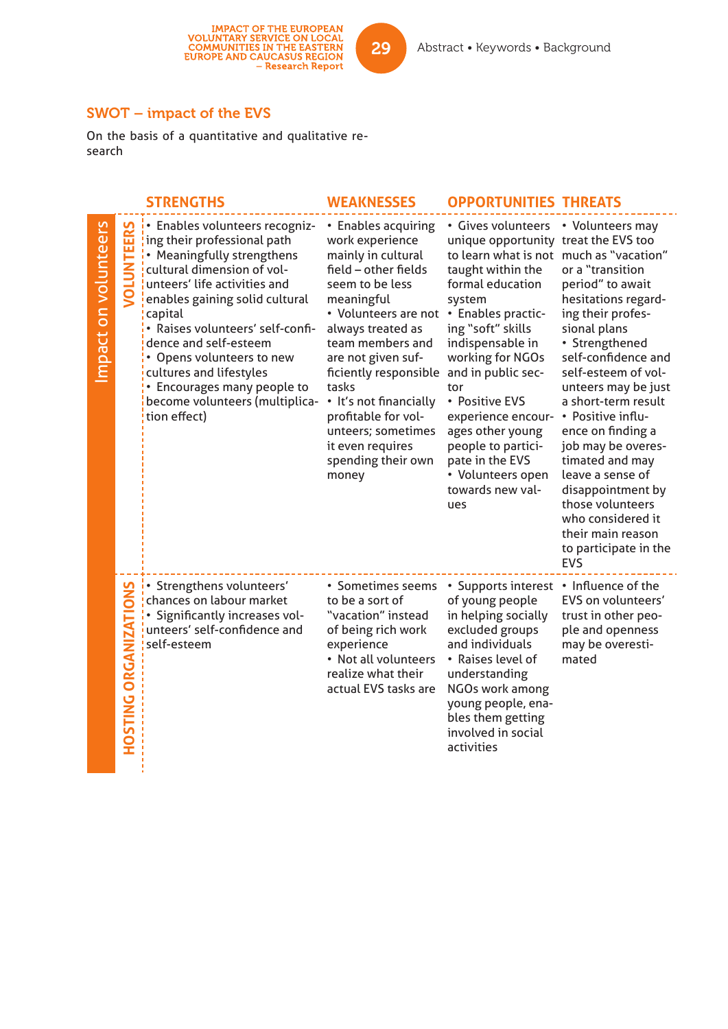## SWOT – impact of the EVS

On the basis of a quantitative and qualitative research

| Impact on volunteers | STRENGTHS | WEAKNESSES | OPPORTUNITIES | THREATS |
|---|---|---|---|---|
| VOLUNTEERS | • Enables volunteers recognizing their professional path<br>• Meaningfully strengthens cultural dimension of volunteers' life activities and enables gaining solid cultural capital<br>• Raises volunteers' self-confidence and self-esteem<br>• Opens volunteers to new cultures and lifestyles<br>• Encourages many people to become volunteers (multiplication effect) | • Enables acquiring work experience mainly in cultural field – other fields seem to be less meaningful<br>• Volunteers are not always treated as team members and are not given sufficiently responsible tasks<br>• It's not financially profitable for volunteers; sometimes it even requires spending their own money | • Gives volunteers unique opportunity to learn what is not taught within the formal education system<br>• Enables practicing "soft" skills indispensable in working for NGOs and in public sector<br>• Positive EVS experience encourages other young people to participate in the EVS<br>• Volunteers open towards new values | • Volunteers may treat the EVS too much as "vacation" or a "transition period" to await hesitations regarding their professional plans<br>• Strengthened self-confidence and self-esteem of volunteers may be just a short-term result<br>• Positive influence on finding a job may be overestimated and may leave a sense of disappointment by those volunteers who considered it their main reason to participate in the EVS |
| HOSTING ORGANIZATIONS | • Strengthens volunteers' chances on labour market<br>• Significantly increases volunteers' self-confidence and self-esteem | • Sometimes seems to be a sort of "vacation" instead of being rich work experience<br>• Not all volunteers realize what their actual EVS tasks are | • Supports interest of young people in helping socially excluded groups and individuals<br>• Raises level of understanding NGOs work among young people, enables them getting involved in social activities | • Influence of the EVS on volunteers' trust in other people and openness may be overestimated |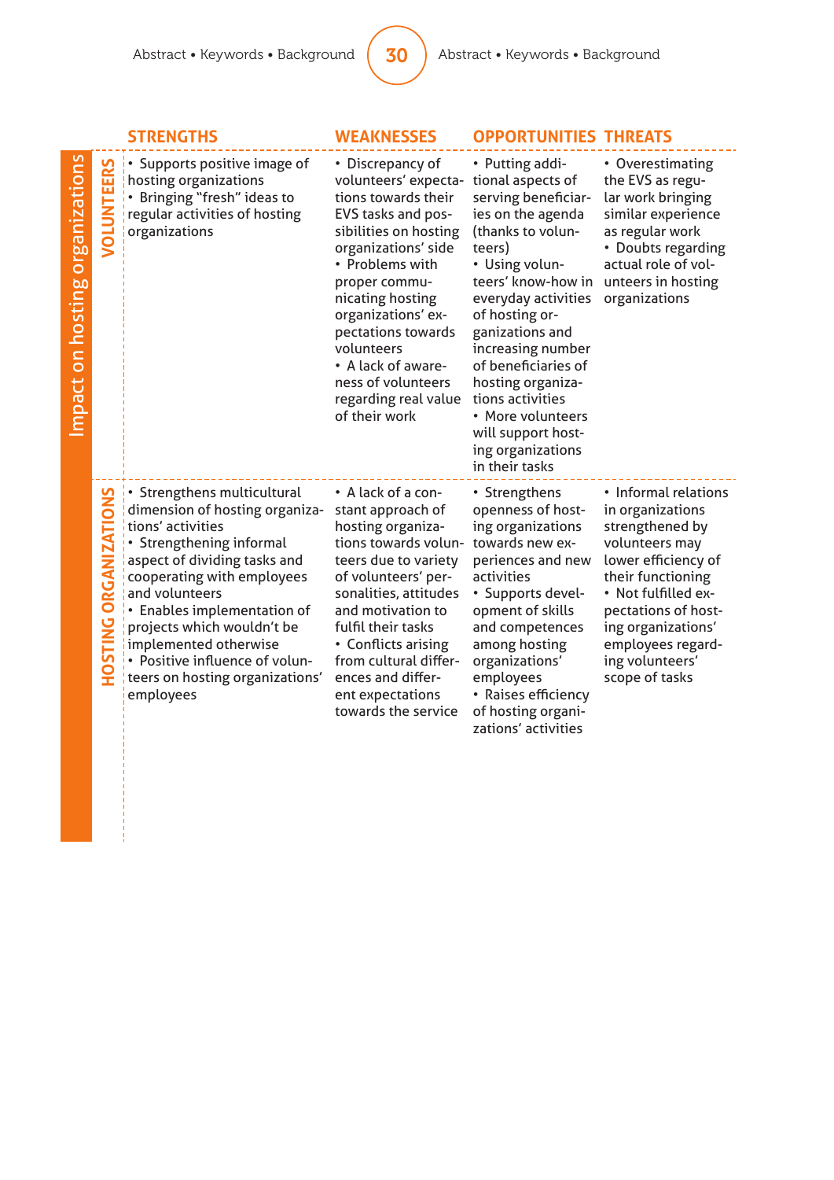| Impact on hosting organizations | STRENGTHS | WEAKNESSES | OPPORTUNITIES | THREATS |
|---|---|---|---|---|
| VOLUNTEERS | • Supports positive image of hosting organizations<br>• Bringing "fresh" ideas to regular activities of hosting organizations | • Discrepancy of volunteers' expectations towards their EVS tasks and possibilities on hosting organizations' side<br>• Problems with proper communicating hosting organizations' expectations towards volunteers<br>• A lack of awareness of volunteers regarding real value of their work | • Putting additional aspects of serving beneficiaries on the agenda (thanks to volunteers)<br>• Using volunteers' know-how in everyday activities of hosting organizations and increasing number of beneficiaries of hosting organizations activities<br>• More volunteers will support hosting organizations in their tasks | • Overestimating the EVS as regular work bringing similar experience as regular work<br>• Doubts regarding actual role of volunteers in hosting organizations |
| HOSTING ORGANIZATIONS | • Strengthens multicultural dimension of hosting organizations' activities<br>• Strengthening informal aspect of dividing tasks and cooperating with employees and volunteers<br>• Enables implementation of projects which wouldn't be implemented otherwise<br>• Positive influence of volunteers on hosting organizations' employees | • A lack of a constant approach of hosting organizations towards volunteers due to variety of volunteers' personalities, attitudes and motivation to fulfil their tasks<br>• Conflicts arising from cultural differences and different expectations towards the service | • Strengthens openness of hosting organizations towards new experiences and new activities<br>• Supports development of skills and competences among hosting organizations' employees<br>• Raises efficiency of hosting organizations' activities | • Informal relations in organizations strengthened by volunteers may lower efficiency of their functioning<br>• Not fulfilled expectations of hosting organizations' employees regarding volunteers' scope of tasks |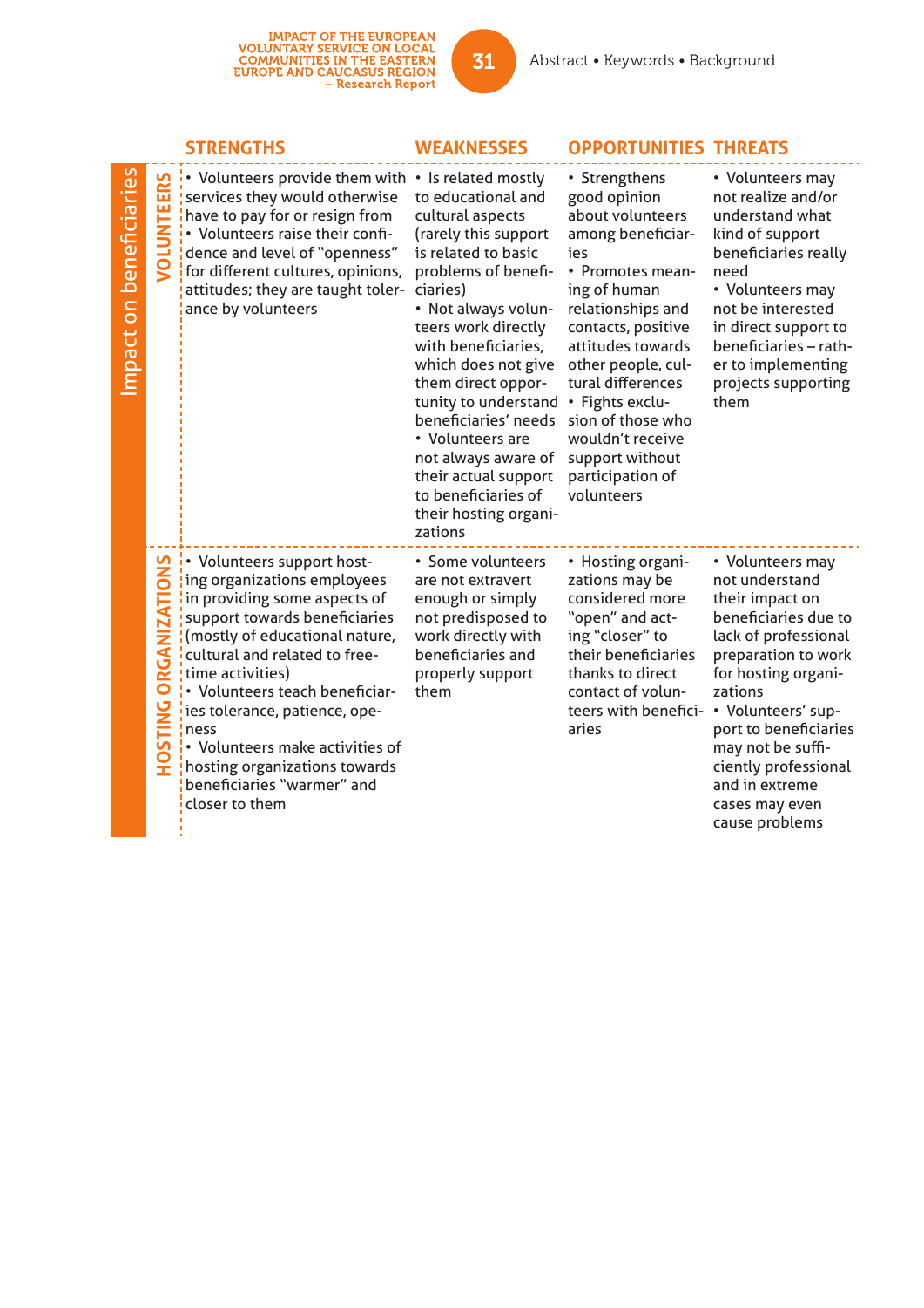| Impact on beneficiaries | | STRENGTHS | WEAKNESSES | OPPORTUNITIES | THREATS |
|---|---|---|---|---|---|
| | VOLUNTEERS | • Volunteers provide them with services they would otherwise have to pay for or resign from<br>• Volunteers raise their confidence and level of "openness" for different cultures, opinions, attitudes; they are taught tolerance by volunteers | • Is related mostly to educational and cultural aspects (rarely this support is related to basic problems of beneficiaries)<br>• Not always volunteers work directly with beneficiaries, which does not give them direct opportunity to understand beneficiaries' needs<br>• Volunteers are not always aware of their actual support to beneficiaries of their hosting organizations | • Strengthens good opinion about volunteers among beneficiaries<br>• Promotes meaning of human relationships and contacts, positive attitudes towards other people, cultural differences<br>• Fights exclusion of those who wouldn't receive support without participation of volunteers | • Volunteers may not realize and/or understand what kind of support beneficiaries really need<br>• Volunteers may not be interested in direct support to beneficiaries – rather to implementing projects supporting them |
| | HOSTING ORGANIZATIONS | • Volunteers support hosting organizations employees in providing some aspects of support towards beneficiaries (mostly of educational nature, cultural and related to free-time activities)<br>• Volunteers teach beneficiaries tolerance, patience, openness<br>• Volunteers make activities of hosting organizations towards beneficiaries "warmer" and closer to them | • Some volunteers are not extravert enough or simply not predisposed to work directly with beneficiaries and properly support them | • Hosting organizations may be considered more "open" and acting "closer" to their beneficiaries thanks to direct contact of volunteers with beneficiaries | • Volunteers may not understand their impact on beneficiaries due to lack of professional preparation to work for hosting organizations<br>• Volunteers' support to beneficiaries may not be sufficiently professional and in extreme cases may even cause problems |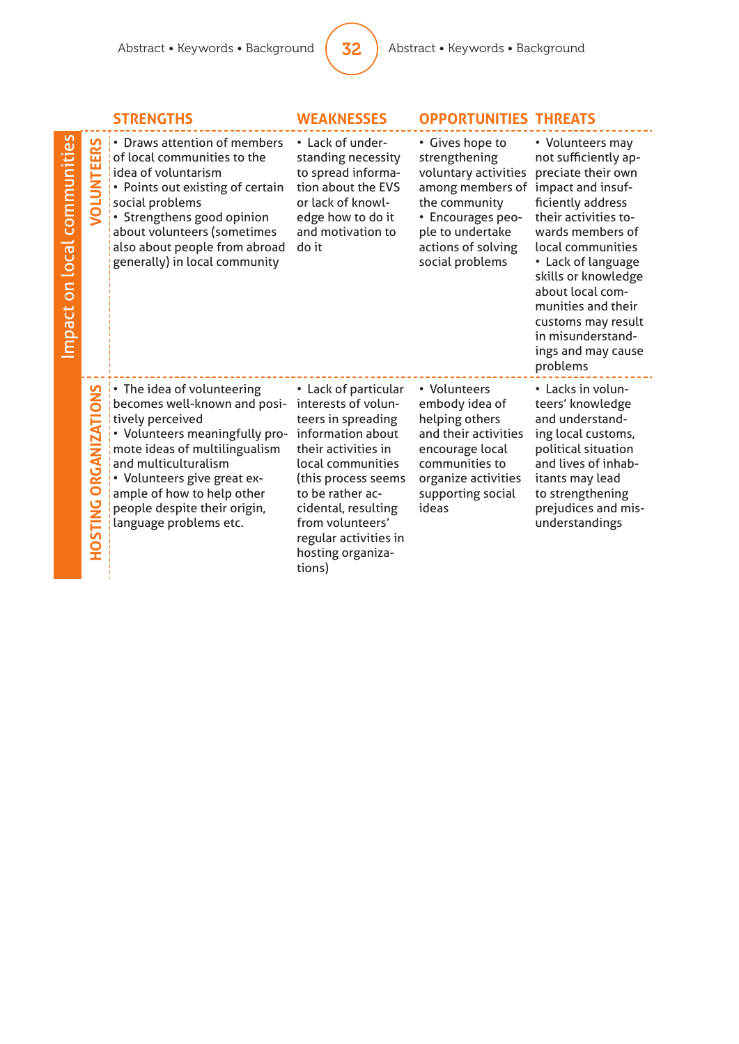| Impact on local communities | | STRENGTHS | WEAKNESSES | OPPORTUNITIES | THREATS |
|---|---|---|---|---|---|
| | VOLUNTEERS | • Draws attention of members of local communities to the idea of voluntarism<br>• Points out existing of certain social problems<br>• Strengthens good opinion about volunteers (sometimes also about people from abroad generally) in local community | • Lack of understanding necessity to spread information about the EVS or lack of knowledge how to do it and motivation to do it | • Gives hope to strengthening voluntary activities among members of the community<br>• Encourages people to undertake actions of solving social problems | • Volunteers may not sufficiently appreciate their own impact and insufficiently address their activities towards members of local communities<br>• Lack of language skills or knowledge about local communities and their customs may result in misunderstandings and may cause problems |
| | HOSTING ORGANIZATIONS | • The idea of volunteering becomes well-known and positively perceived<br>• Volunteers meaningfully promote ideas of multilingualism and multiculturalism<br>• Volunteers give great example of how to help other people despite their origin, language problems etc. | • Lack of particular interests of volunteers in spreading information about their activities in local communities (this process seems to be rather accidental, resulting from volunteers' regular activities in hosting organizations) | • Volunteers embody idea of helping others and their activities encourage local communities to organize activities supporting social ideas | • Lacks in volunteers' knowledge and understanding local customs, political situation and lives of inhabitants may lead to strengthening prejudices and misunderstandings |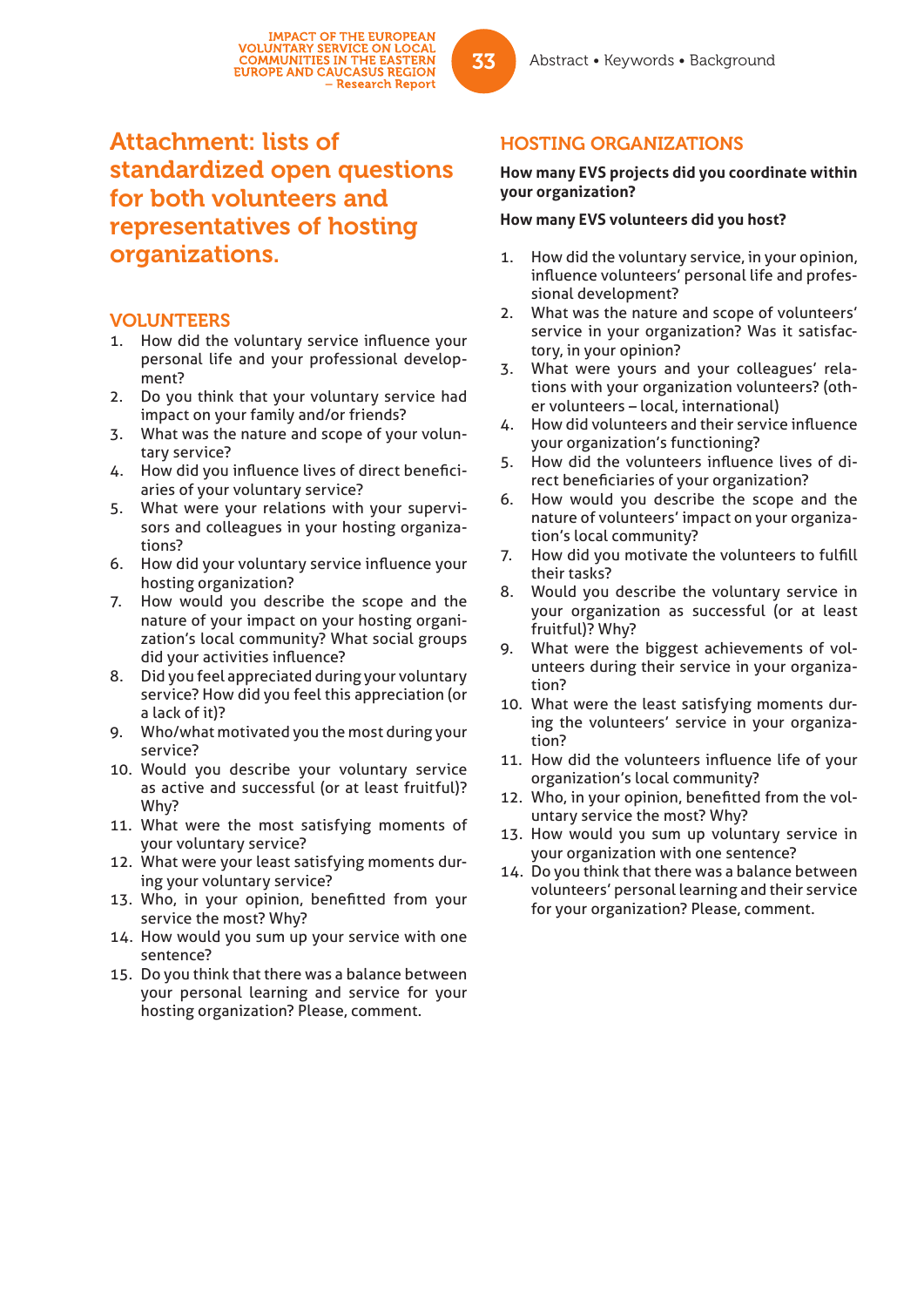# Attachment: lists of standardized open questions for both volunteers and representatives of hosting organizations.

## VOLUNTEERS

1. How did the voluntary service influence your personal life and your professional development?
2. Do you think that your voluntary service had impact on your family and/or friends?
3. What was the nature and scope of your voluntary service?
4. How did you influence lives of direct beneficiaries of your voluntary service?
5. What were your relations with your supervisors and colleagues in your hosting organizations?
6. How did your voluntary service influence your hosting organization?
7. How would you describe the scope and the nature of your impact on your hosting organization's local community? What social groups did your activities influence?
8. Did you feel appreciated during your voluntary service? How did you feel this appreciation (or a lack of it)?
9. Who/what motivated you the most during your service?
10. Would you describe your voluntary service as active and successful (or at least fruitful)? Why?
11. What were the most satisfying moments of your voluntary service?
12. What were your least satisfying moments during your voluntary service?
13. Who, in your opinion, benefitted from your service the most? Why?
14. How would you sum up your service with one sentence?
15. Do you think that there was a balance between your personal learning and service for your hosting organization? Please, comment.

## HOSTING ORGANIZATIONS

**How many EVS projects did you coordinate within your organization?**

**How many EVS volunteers did you host?**

1. How did the voluntary service, in your opinion, influence volunteers' personal life and professional development?
2. What was the nature and scope of volunteers' service in your organization? Was it satisfactory, in your opinion?
3. What were yours and your colleagues' relations with your organization volunteers? (other volunteers – local, international)
4. How did volunteers and their service influence your organization's functioning?
5. How did the volunteers influence lives of direct beneficiaries of your organization?
6. How would you describe the scope and the nature of volunteers' impact on your organization's local community?
7. How did you motivate the volunteers to fulfill their tasks?
8. Would you describe the voluntary service in your organization as successful (or at least fruitful)? Why?
9. What were the biggest achievements of volunteers during their service in your organization?
10. What were the least satisfying moments during the volunteers' service in your organization?
11. How did the volunteers influence life of your organization's local community?
12. Who, in your opinion, benefitted from the voluntary service the most? Why?
13. How would you sum up voluntary service in your organization with one sentence?
14. Do you think that there was a balance between volunteers' personal learning and their service for your organization? Please, comment.